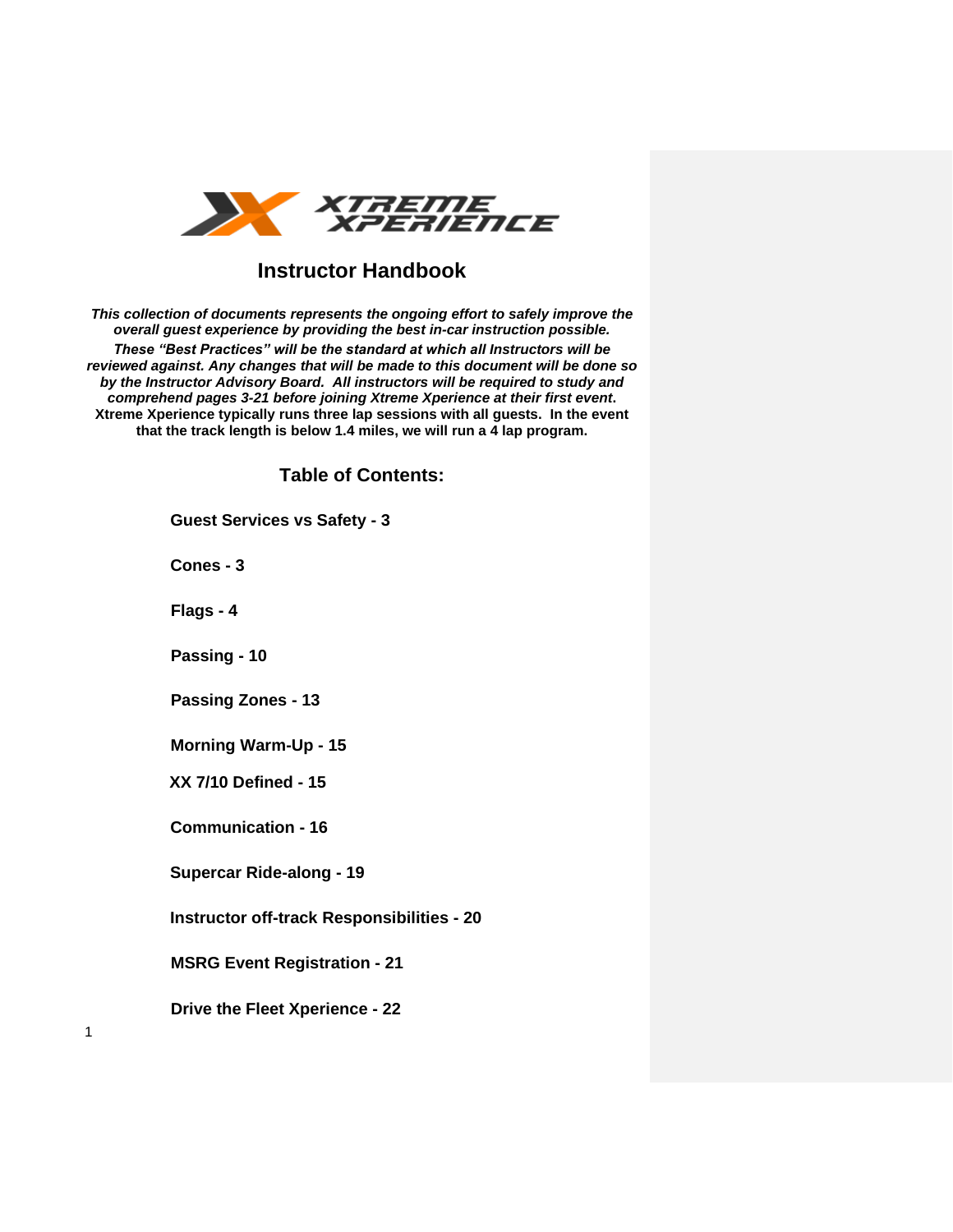# Instructor Handbook

***This collection of documents represents the ongoing effort to safely improve the overall guest experience by providing the best in-car instruction possible. These "Best Practices" will be the standard at which all Instructors will be reviewed against. Any changes that will be made to this document will be done so by the Instructor Advisory Board. All instructors will be required to study and comprehend pages 3-21 before joining Xtreme Xperience at their first event.***
**Xtreme Xperience typically runs three lap sessions with all guests. In the event that the track length is below 1.4 miles, we will run a 4 lap program.**

## Table of Contents:

**Guest Services vs Safety - 3**

**Cones - 3**

**Flags - 4**

**Passing - 10**

**Passing Zones - 13**

**Morning Warm-Up - 15**

**XX 7/10 Defined - 15**

**Communication - 16**

**Supercar Ride-along - 19**

**Instructor off-track Responsibilities - 20**

**MSRG Event Registration - 21**

**Drive the Fleet Xperience - 22**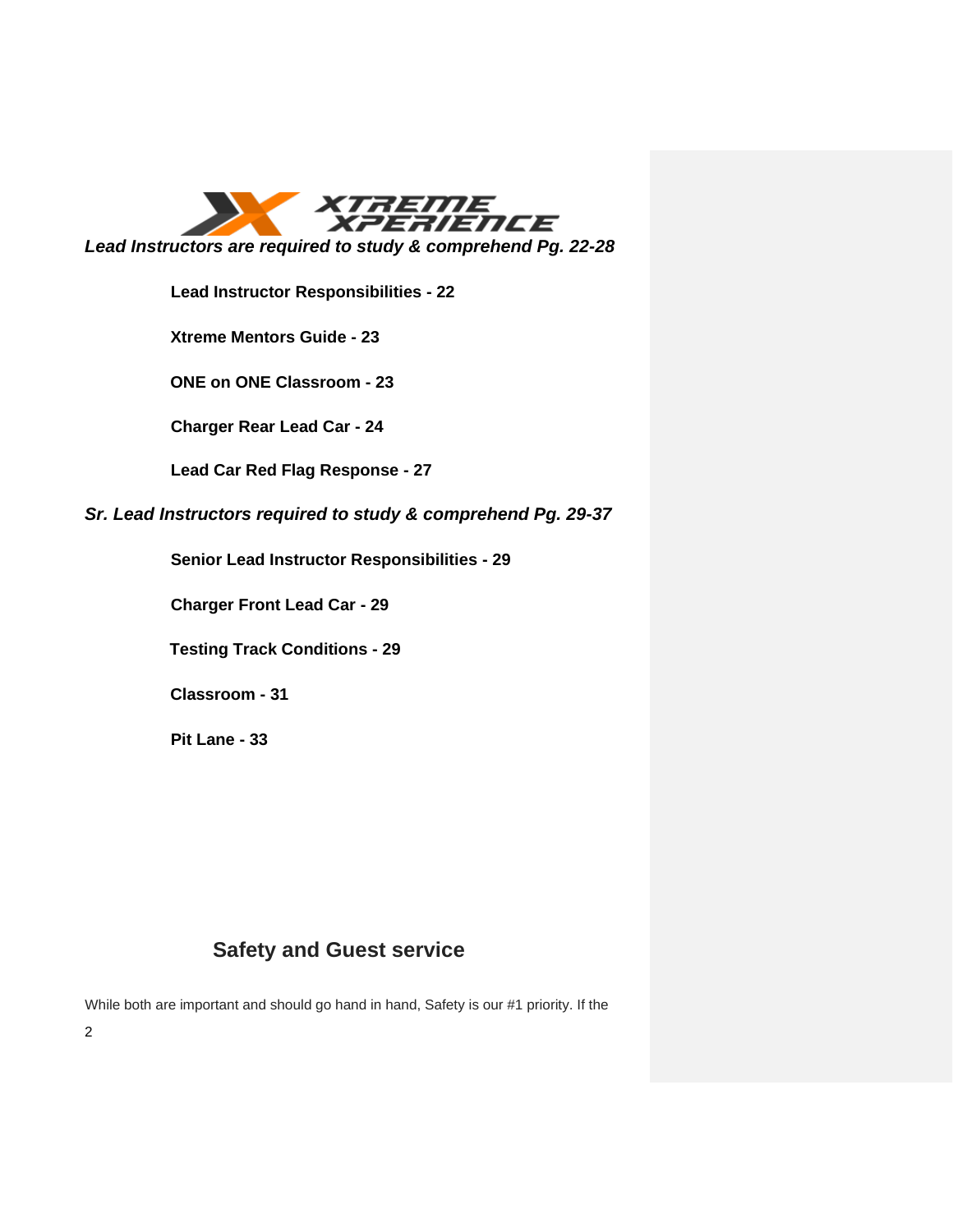*Lead Instructors are required to study & comprehend Pg. 22-28*

**Lead Instructor Responsibilities - 22**

**Xtreme Mentors Guide - 23**

**ONE on ONE Classroom - 23**

**Charger Rear Lead Car - 24**

**Lead Car Red Flag Response - 27**

*Sr. Lead Instructors required to study & comprehend Pg. 29-37*

**Senior Lead Instructor Responsibilities - 29**

**Charger Front Lead Car - 29**

**Testing Track Conditions - 29**

**Classroom - 31**

**Pit Lane - 33**

## Safety and Guest service

While both are important and should go hand in hand, Safety is our #1 priority. If the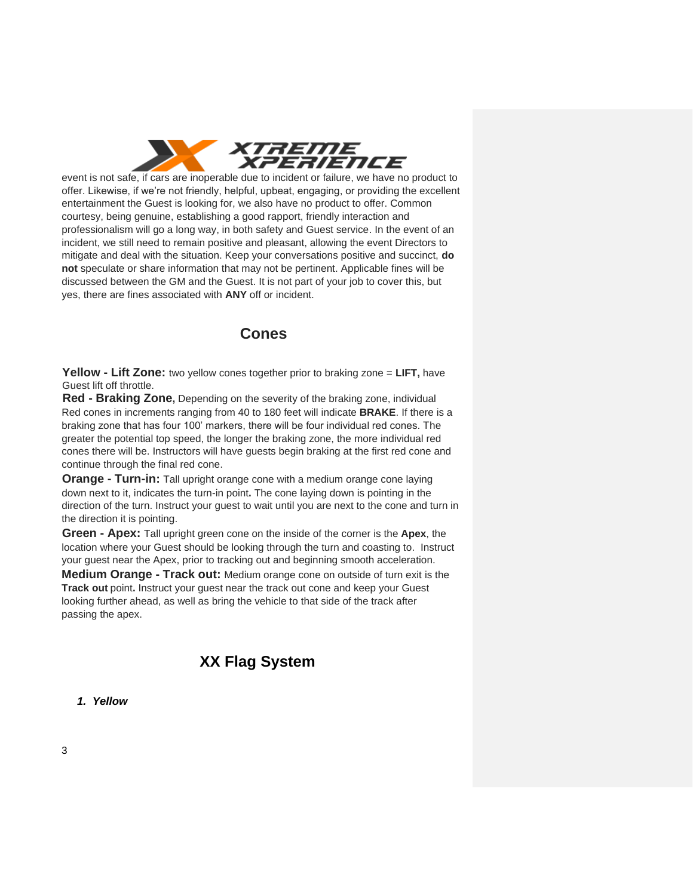event is not safe, if cars are inoperable due to incident or failure, we have no product to offer. Likewise, if we're not friendly, helpful, upbeat, engaging, or providing the excellent entertainment the Guest is looking for, we also have no product to offer. Common courtesy, being genuine, establishing a good rapport, friendly interaction and professionalism will go a long way, in both safety and Guest service. In the event of an incident, we still need to remain positive and pleasant, allowing the event Directors to mitigate and deal with the situation. Keep your conversations positive and succinct, **do not** speculate or share information that may not be pertinent. Applicable fines will be discussed between the GM and the Guest. It is not part of your job to cover this, but yes, there are fines associated with **ANY** off or incident.

## Cones

**Yellow - Lift Zone:** two yellow cones together prior to braking zone = **LIFT,** have Guest lift off throttle.

**Red - Braking Zone,** Depending on the severity of the braking zone, individual Red cones in increments ranging from 40 to 180 feet will indicate **BRAKE**. If there is a braking zone that has four 100' markers, there will be four individual red cones. The greater the potential top speed, the longer the braking zone, the more individual red cones there will be. Instructors will have guests begin braking at the first red cone and continue through the final red cone.

**Orange - Turn-in:** Tall upright orange cone with a medium orange cone laying down next to it, indicates the turn-in point**.** The cone laying down is pointing in the direction of the turn. Instruct your guest to wait until you are next to the cone and turn in the direction it is pointing.

**Green - Apex:** Tall upright green cone on the inside of the corner is the **Apex**, the location where your Guest should be looking through the turn and coasting to. Instruct your guest near the Apex, prior to tracking out and beginning smooth acceleration.

**Medium Orange - Track out:** Medium orange cone on outside of turn exit is the **Track out** point**.** Instruct your guest near the track out cone and keep your Guest looking further ahead, as well as bring the vehicle to that side of the track after passing the apex.

## XX Flag System

1. ***Yellow***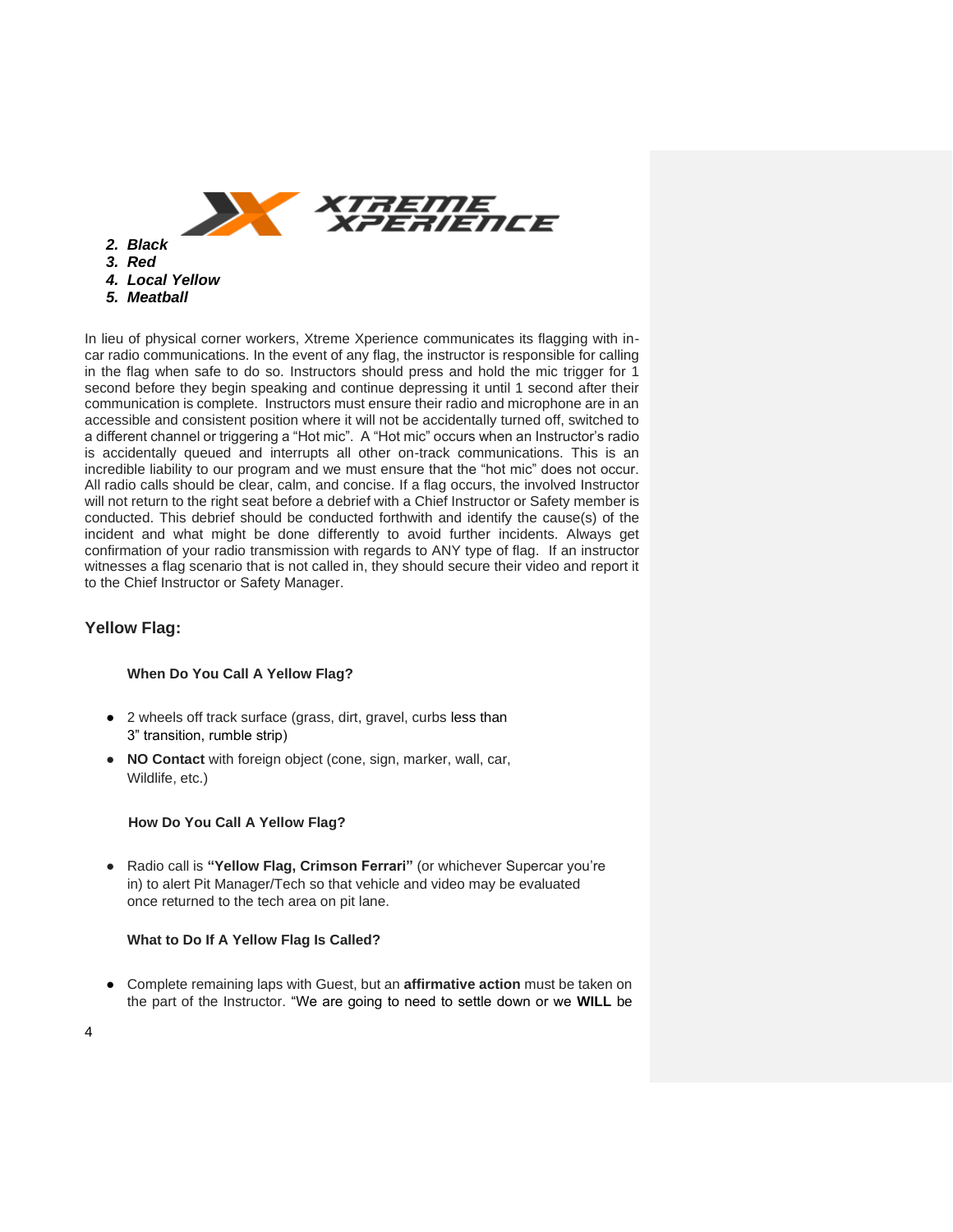2. ***Black***
3. ***Red***
4. ***Local Yellow***
5. ***Meatball***

In lieu of physical corner workers, Xtreme Xperience communicates its flagging with in-car radio communications. In the event of any flag, the instructor is responsible for calling in the flag when safe to do so. Instructors should press and hold the mic trigger for 1 second before they begin speaking and continue depressing it until 1 second after their communication is complete. Instructors must ensure their radio and microphone are in an accessible and consistent position where it will not be accidentally turned off, switched to a different channel or triggering a "Hot mic". A "Hot mic" occurs when an Instructor's radio is accidentally queued and interrupts all other on-track communications. This is an incredible liability to our program and we must ensure that the "hot mic" does not occur. All radio calls should be clear, calm, and concise. If a flag occurs, the involved Instructor will not return to the right seat before a debrief with a Chief Instructor or Safety member is conducted. This debrief should be conducted forthwith and identify the cause(s) of the incident and what might be done differently to avoid further incidents. Always get confirmation of your radio transmission with regards to ANY type of flag. If an instructor witnesses a flag scenario that is not called in, they should secure their video and report it to the Chief Instructor or Safety Manager.

## Yellow Flag:

### When Do You Call A Yellow Flag?

- 2 wheels off track surface (grass, dirt, gravel, curbs less than 3" transition, rumble strip)
- **NO Contact** with foreign object (cone, sign, marker, wall, car, Wildlife, etc.)

### How Do You Call A Yellow Flag?

- Radio call is **"Yellow Flag, Crimson Ferrari"** (or whichever Supercar you're in) to alert Pit Manager/Tech so that vehicle and video may be evaluated once returned to the tech area on pit lane.

### What to Do If A Yellow Flag Is Called?

- Complete remaining laps with Guest, but an **affirmative action** must be taken on the part of the Instructor. "We are going to need to settle down or we **WILL** be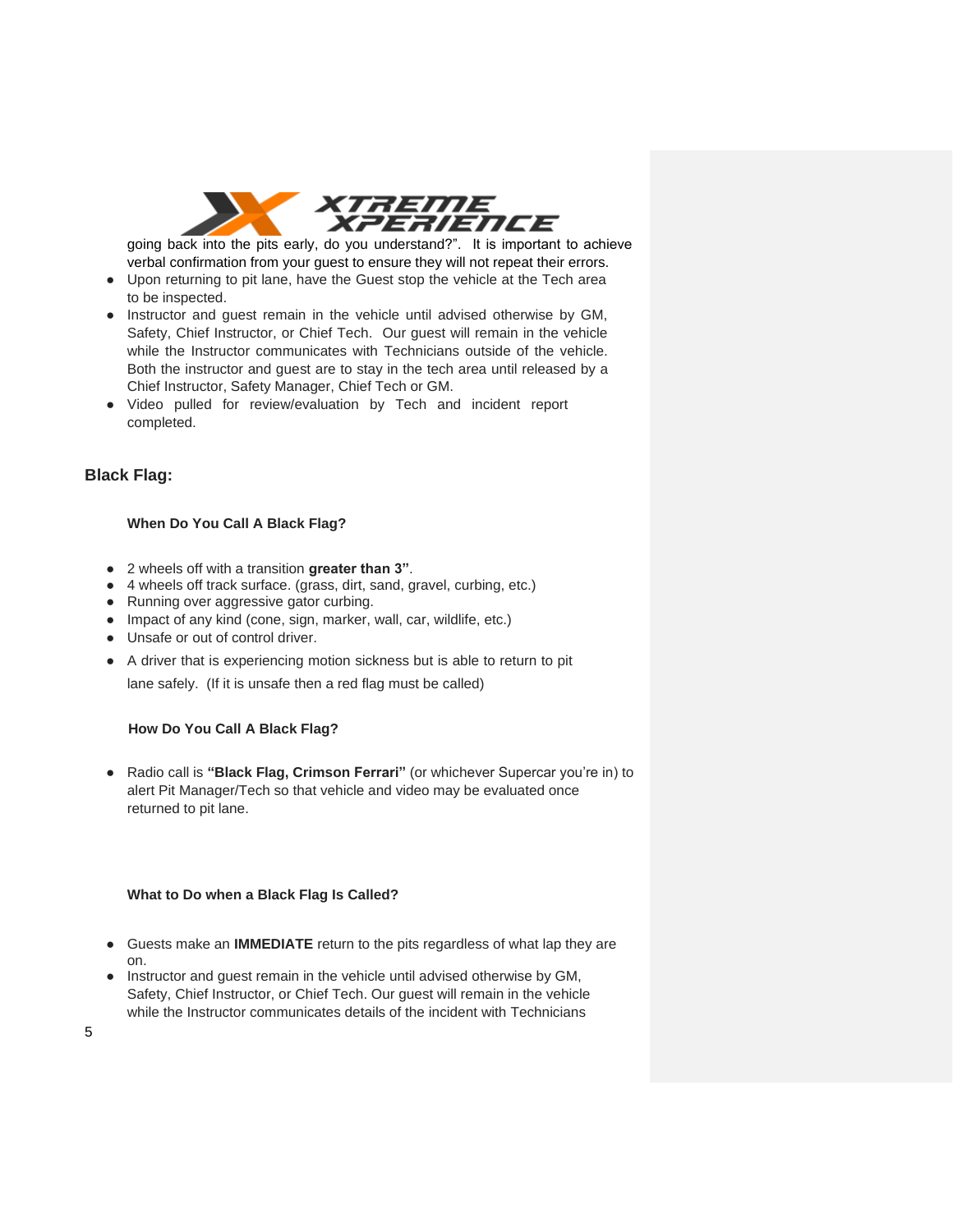going back into the pits early, do you understand?". It is important to achieve verbal confirmation from your guest to ensure they will not repeat their errors.

- Upon returning to pit lane, have the Guest stop the vehicle at the Tech area to be inspected.
- Instructor and guest remain in the vehicle until advised otherwise by GM, Safety, Chief Instructor, or Chief Tech. Our guest will remain in the vehicle while the Instructor communicates with Technicians outside of the vehicle. Both the instructor and guest are to stay in the tech area until released by a Chief Instructor, Safety Manager, Chief Tech or GM.
- Video pulled for review/evaluation by Tech and incident report completed.

## Black Flag:

### When Do You Call A Black Flag?

- 2 wheels off with a transition **greater than 3"**.
- 4 wheels off track surface. (grass, dirt, sand, gravel, curbing, etc.)
- Running over aggressive gator curbing.
- Impact of any kind (cone, sign, marker, wall, car, wildlife, etc.)
- Unsafe or out of control driver.
- A driver that is experiencing motion sickness but is able to return to pit lane safely. (If it is unsafe then a red flag must be called)

### How Do You Call A Black Flag?

- Radio call is **"Black Flag, Crimson Ferrari"** (or whichever Supercar you're in) to alert Pit Manager/Tech so that vehicle and video may be evaluated once returned to pit lane.

### What to Do when a Black Flag Is Called?

- Guests make an **IMMEDIATE** return to the pits regardless of what lap they are on.
- Instructor and guest remain in the vehicle until advised otherwise by GM, Safety, Chief Instructor, or Chief Tech. Our guest will remain in the vehicle while the Instructor communicates details of the incident with Technicians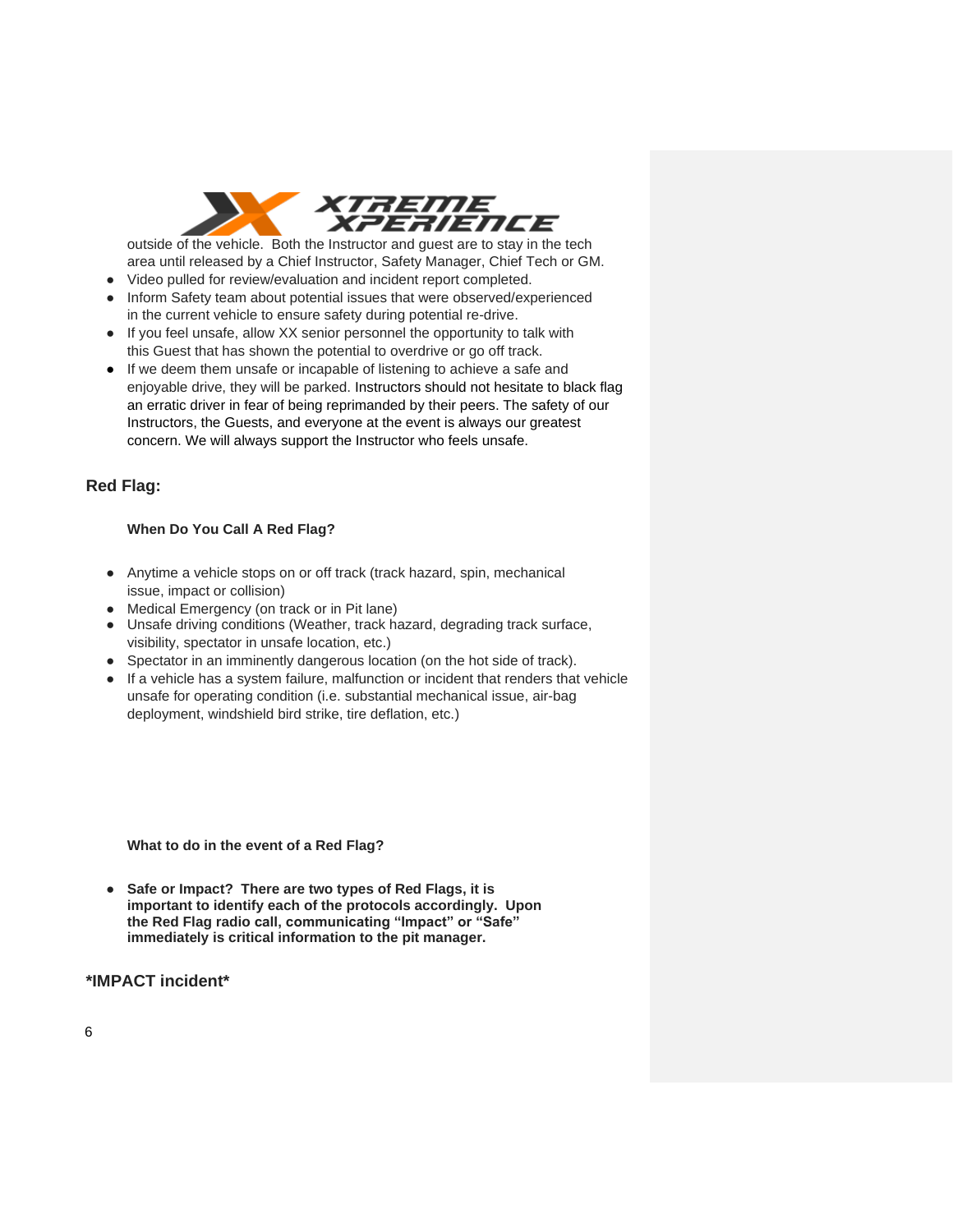outside of the vehicle. Both the Instructor and guest are to stay in the tech area until released by a Chief Instructor, Safety Manager, Chief Tech or GM.

- Video pulled for review/evaluation and incident report completed.
- Inform Safety team about potential issues that were observed/experienced in the current vehicle to ensure safety during potential re-drive.
- If you feel unsafe, allow XX senior personnel the opportunity to talk with this Guest that has shown the potential to overdrive or go off track.
- If we deem them unsafe or incapable of listening to achieve a safe and enjoyable drive, they will be parked. Instructors should not hesitate to black flag an erratic driver in fear of being reprimanded by their peers. The safety of our Instructors, the Guests, and everyone at the event is always our greatest concern. We will always support the Instructor who feels unsafe.

## Red Flag:

**When Do You Call A Red Flag?**

- Anytime a vehicle stops on or off track (track hazard, spin, mechanical issue, impact or collision)
- Medical Emergency (on track or in Pit lane)
- Unsafe driving conditions (Weather, track hazard, degrading track surface, visibility, spectator in unsafe location, etc.)
- Spectator in an imminently dangerous location (on the hot side of track).
- If a vehicle has a system failure, malfunction or incident that renders that vehicle unsafe for operating condition (i.e. substantial mechanical issue, air-bag deployment, windshield bird strike, tire deflation, etc.)

**What to do in the event of a Red Flag?**

- **Safe or Impact? There are two types of Red Flags, it is important to identify each of the protocols accordingly. Upon the Red Flag radio call, communicating "Impact" or "Safe" immediately is critical information to the pit manager.**

## *IMPACT incident*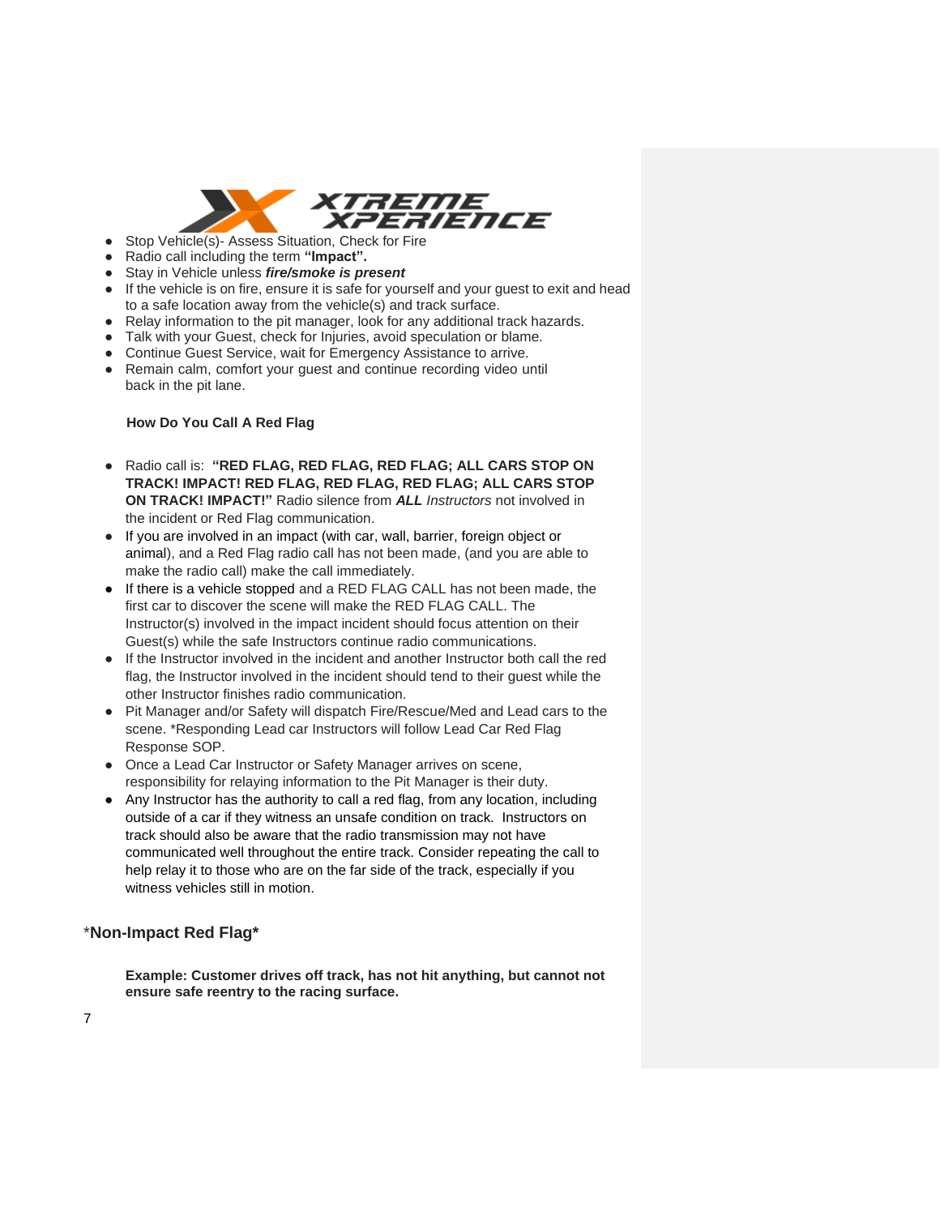- Stop Vehicle(s)- Assess Situation, Check for Fire
- Radio call including the term **"Impact".**
- Stay in Vehicle unless ***fire/smoke is present***
- If the vehicle is on fire, ensure it is safe for yourself and your guest to exit and head to a safe location away from the vehicle(s) and track surface.
- Relay information to the pit manager, look for any additional track hazards.
- Talk with your Guest, check for Injuries, avoid speculation or blame.
- Continue Guest Service, wait for Emergency Assistance to arrive.
- Remain calm, comfort your guest and continue recording video until back in the pit lane.

**How Do You Call A Red Flag**

- Radio call is: **"RED FLAG, RED FLAG, RED FLAG; ALL CARS STOP ON TRACK! IMPACT! RED FLAG, RED FLAG, RED FLAG; ALL CARS STOP ON TRACK! IMPACT!"** Radio silence from ***ALL*** *Instructors* not involved in the incident or Red Flag communication.
- If you are involved in an impact (with car, wall, barrier, foreign object or animal), and a Red Flag radio call has not been made, (and you are able to make the radio call) make the call immediately.
- If there is a vehicle stopped and a RED FLAG CALL has not been made, the first car to discover the scene will make the RED FLAG CALL. The Instructor(s) involved in the impact incident should focus attention on their Guest(s) while the safe Instructors continue radio communications.
- If the Instructor involved in the incident and another Instructor both call the red flag, the Instructor involved in the incident should tend to their guest while the other Instructor finishes radio communication.
- Pit Manager and/or Safety will dispatch Fire/Rescue/Med and Lead cars to the scene. *Responding Lead car Instructors will follow Lead Car Red Flag Response SOP.
- Once a Lead Car Instructor or Safety Manager arrives on scene, responsibility for relaying information to the Pit Manager is their duty.
- Any Instructor has the authority to call a red flag, from any location, including outside of a car if they witness an unsafe condition on track. Instructors on track should also be aware that the radio transmission may not have communicated well throughout the entire track. Consider repeating the call to help relay it to those who are on the far side of the track, especially if you witness vehicles still in motion.

## *Non-Impact Red Flag*

**Example: Customer drives off track, has not hit anything, but cannot not ensure safe reentry to the racing surface.**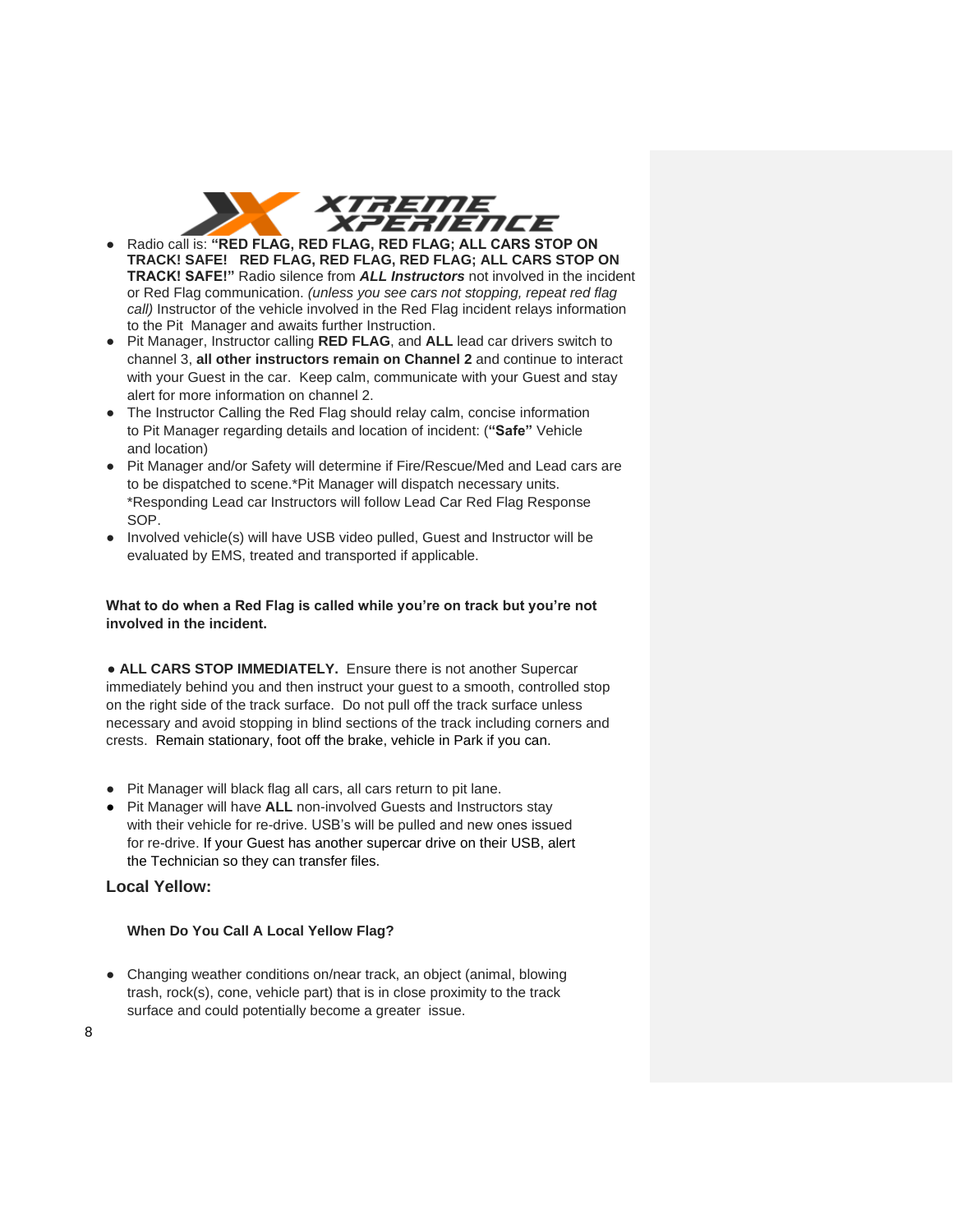- Radio call is: **"RED FLAG, RED FLAG, RED FLAG; ALL CARS STOP ON TRACK! SAFE! RED FLAG, RED FLAG, RED FLAG; ALL CARS STOP ON TRACK! SAFE!"** Radio silence from ***ALL Instructors*** not involved in the incident or Red Flag communication. *(unless you see cars not stopping, repeat red flag call)* Instructor of the vehicle involved in the Red Flag incident relays information to the Pit Manager and awaits further Instruction.
- Pit Manager, Instructor calling **RED FLAG**, and **ALL** lead car drivers switch to channel 3, **all other instructors remain on Channel 2** and continue to interact with your Guest in the car. Keep calm, communicate with your Guest and stay alert for more information on channel 2.
- The Instructor Calling the Red Flag should relay calm, concise information to Pit Manager regarding details and location of incident: (**"Safe"** Vehicle and location)
- Pit Manager and/or Safety will determine if Fire/Rescue/Med and Lead cars are to be dispatched to scene.*Pit Manager will dispatch necessary units. *Responding Lead car Instructors will follow Lead Car Red Flag Response SOP.
- Involved vehicle(s) will have USB video pulled, Guest and Instructor will be evaluated by EMS, treated and transported if applicable.

**What to do when a Red Flag is called while you're on track but you're not involved in the incident.**

● **ALL CARS STOP IMMEDIATELY.** Ensure there is not another Supercar immediately behind you and then instruct your guest to a smooth, controlled stop on the right side of the track surface. Do not pull off the track surface unless necessary and avoid stopping in blind sections of the track including corners and crests. Remain stationary, foot off the brake, vehicle in Park if you can.

- Pit Manager will black flag all cars, all cars return to pit lane.
- Pit Manager will have **ALL** non-involved Guests and Instructors stay with their vehicle for re-drive. USB's will be pulled and new ones issued for re-drive. If your Guest has another supercar drive on their USB, alert the Technician so they can transfer files.

## Local Yellow:

### When Do You Call A Local Yellow Flag?

- Changing weather conditions on/near track, an object (animal, blowing trash, rock(s), cone, vehicle part) that is in close proximity to the track surface and could potentially become a greater issue.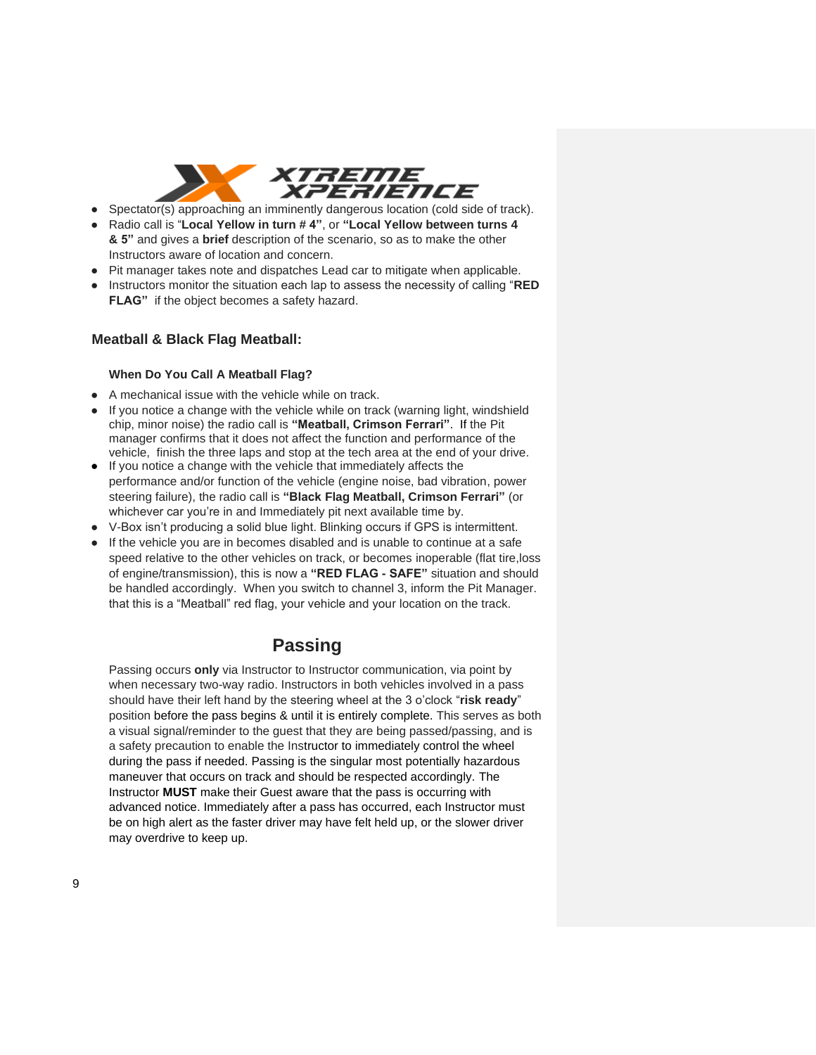- Spectator(s) approaching an imminently dangerous location (cold side of track).
- Radio call is "**Local Yellow in turn # 4"**, or **"Local Yellow between turns 4 & 5"** and gives a **brief** description of the scenario, so as to make the other Instructors aware of location and concern.
- Pit manager takes note and dispatches Lead car to mitigate when applicable.
- Instructors monitor the situation each lap to assess the necessity of calling "**RED FLAG"** if the object becomes a safety hazard.

### Meatball & Black Flag Meatball:

#### When Do You Call A Meatball Flag?

- A mechanical issue with the vehicle while on track.
- If you notice a change with the vehicle while on track (warning light, windshield chip, minor noise) the radio call is **"Meatball, Crimson Ferrari"**. If the Pit manager confirms that it does not affect the function and performance of the vehicle, finish the three laps and stop at the tech area at the end of your drive.
- If you notice a change with the vehicle that immediately affects the performance and/or function of the vehicle (engine noise, bad vibration, power steering failure), the radio call is **"Black Flag Meatball, Crimson Ferrari"** (or whichever car you're in and Immediately pit next available time by.
- V-Box isn't producing a solid blue light. Blinking occurs if GPS is intermittent.
- If the vehicle you are in becomes disabled and is unable to continue at a safe speed relative to the other vehicles on track, or becomes inoperable (flat tire,loss of engine/transmission), this is now a **"RED FLAG - SAFE"** situation and should be handled accordingly. When you switch to channel 3, inform the Pit Manager. that this is a "Meatball" red flag, your vehicle and your location on the track.

## Passing

Passing occurs **only** via Instructor to Instructor communication, via point by when necessary two-way radio. Instructors in both vehicles involved in a pass should have their left hand by the steering wheel at the 3 o'clock "**risk ready**" position before the pass begins & until it is entirely complete. This serves as both a visual signal/reminder to the guest that they are being passed/passing, and is a safety precaution to enable the Instructor to immediately control the wheel during the pass if needed. Passing is the singular most potentially hazardous maneuver that occurs on track and should be respected accordingly. The Instructor **MUST** make their Guest aware that the pass is occurring with advanced notice. Immediately after a pass has occurred, each Instructor must be on high alert as the faster driver may have felt held up, or the slower driver may overdrive to keep up.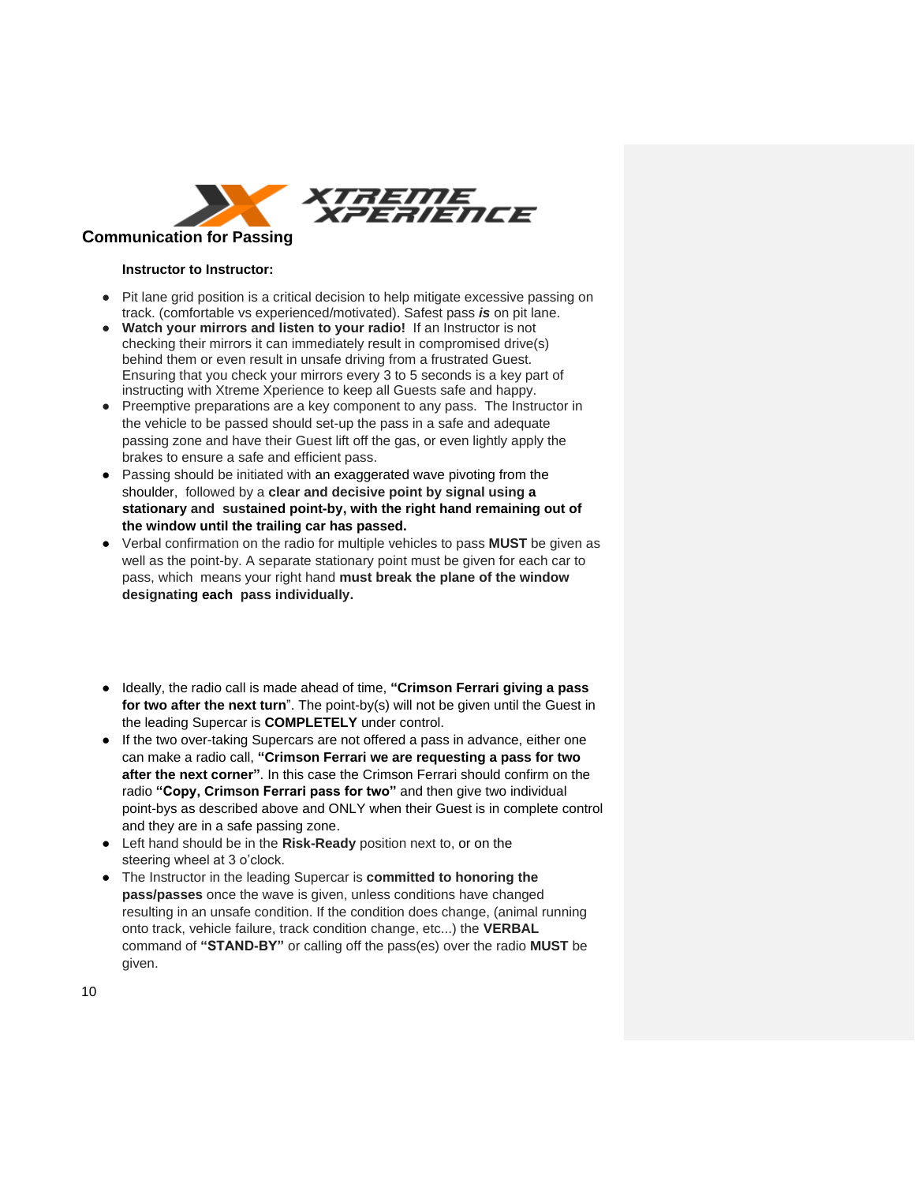## Communication for Passing

**Instructor to Instructor:**

- Pit lane grid position is a critical decision to help mitigate excessive passing on track. (comfortable vs experienced/motivated). Safest pass ***is*** on pit lane.
- **Watch your mirrors and listen to your radio!** If an Instructor is not checking their mirrors it can immediately result in compromised drive(s) behind them or even result in unsafe driving from a frustrated Guest. Ensuring that you check your mirrors every 3 to 5 seconds is a key part of instructing with Xtreme Xperience to keep all Guests safe and happy.
- Preemptive preparations are a key component to any pass. The Instructor in the vehicle to be passed should set-up the pass in a safe and adequate passing zone and have their Guest lift off the gas, or even lightly apply the brakes to ensure a safe and efficient pass.
- Passing should be initiated with an exaggerated wave pivoting from the shoulder, followed by a **clear and decisive point by signal using a stationary and sustained point-by, with the right hand remaining out of the window until the trailing car has passed.**
- Verbal confirmation on the radio for multiple vehicles to pass **MUST** be given as well as the point-by. A separate stationary point must be given for each car to pass, which means your right hand **must break the plane of the window designating each pass individually.**

- Ideally, the radio call is made ahead of time, **"Crimson Ferrari giving a pass for two after the next turn"**. The point-by(s) will not be given until the Guest in the leading Supercar is **COMPLETELY** under control.
- If the two over-taking Supercars are not offered a pass in advance, either one can make a radio call, **"Crimson Ferrari we are requesting a pass for two after the next corner"**. In this case the Crimson Ferrari should confirm on the radio **"Copy, Crimson Ferrari pass for two"** and then give two individual point-bys as described above and ONLY when their Guest is in complete control and they are in a safe passing zone.
- Left hand should be in the **Risk-Ready** position next to, or on the steering wheel at 3 o'clock.
- The Instructor in the leading Supercar is **committed to honoring the pass/passes** once the wave is given, unless conditions have changed resulting in an unsafe condition. If the condition does change, (animal running onto track, vehicle failure, track condition change, etc...) the **VERBAL** command of **"STAND-BY"** or calling off the pass(es) over the radio **MUST** be given.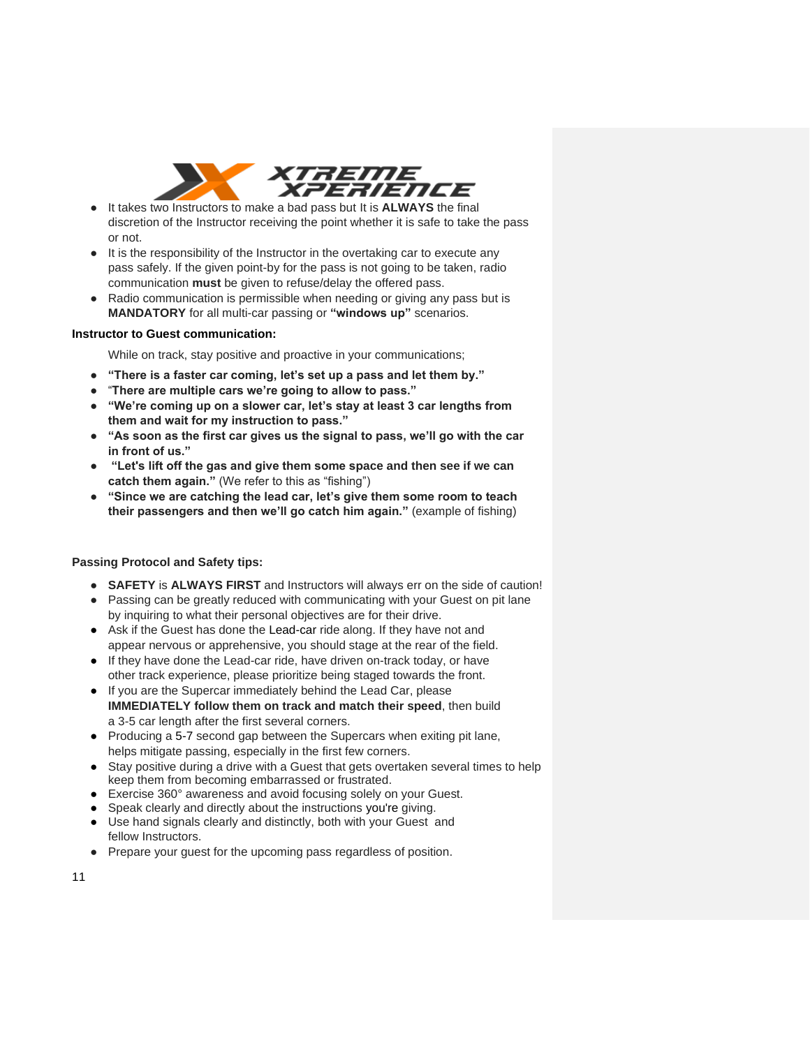- It takes two Instructors to make a bad pass but It is **ALWAYS** the final discretion of the Instructor receiving the point whether it is safe to take the pass or not.
- It is the responsibility of the Instructor in the overtaking car to execute any pass safely. If the given point-by for the pass is not going to be taken, radio communication **must** be given to refuse/delay the offered pass.
- Radio communication is permissible when needing or giving any pass but is **MANDATORY** for all multi-car passing or **"windows up"** scenarios.

**Instructor to Guest communication:**

While on track, stay positive and proactive in your communications;

- **"There is a faster car coming, let's set up a pass and let them by."**
- **"There are multiple cars we're going to allow to pass."**
- **"We're coming up on a slower car, let's stay at least 3 car lengths from them and wait for my instruction to pass."**
- **"As soon as the first car gives us the signal to pass, we'll go with the car in front of us."**
- **"Let's lift off the gas and give them some space and then see if we can catch them again."** (We refer to this as "fishing")
- **"Since we are catching the lead car, let's give them some room to teach their passengers and then we'll go catch him again."** (example of fishing)

**Passing Protocol and Safety tips:**

- **SAFETY** is **ALWAYS FIRST** and Instructors will always err on the side of caution!
- Passing can be greatly reduced with communicating with your Guest on pit lane by inquiring to what their personal objectives are for their drive.
- Ask if the Guest has done the Lead-car ride along. If they have not and appear nervous or apprehensive, you should stage at the rear of the field.
- If they have done the Lead-car ride, have driven on-track today, or have other track experience, please prioritize being staged towards the front.
- If you are the Supercar immediately behind the Lead Car, please **IMMEDIATELY follow them on track and match their speed**, then build a 3-5 car length after the first several corners.
- Producing a 5-7 second gap between the Supercars when exiting pit lane, helps mitigate passing, especially in the first few corners.
- Stay positive during a drive with a Guest that gets overtaken several times to help keep them from becoming embarrassed or frustrated.
- Exercise 360° awareness and avoid focusing solely on your Guest.
- Speak clearly and directly about the instructions you're giving.
- Use hand signals clearly and distinctly, both with your Guest and fellow Instructors.
- Prepare your guest for the upcoming pass regardless of position.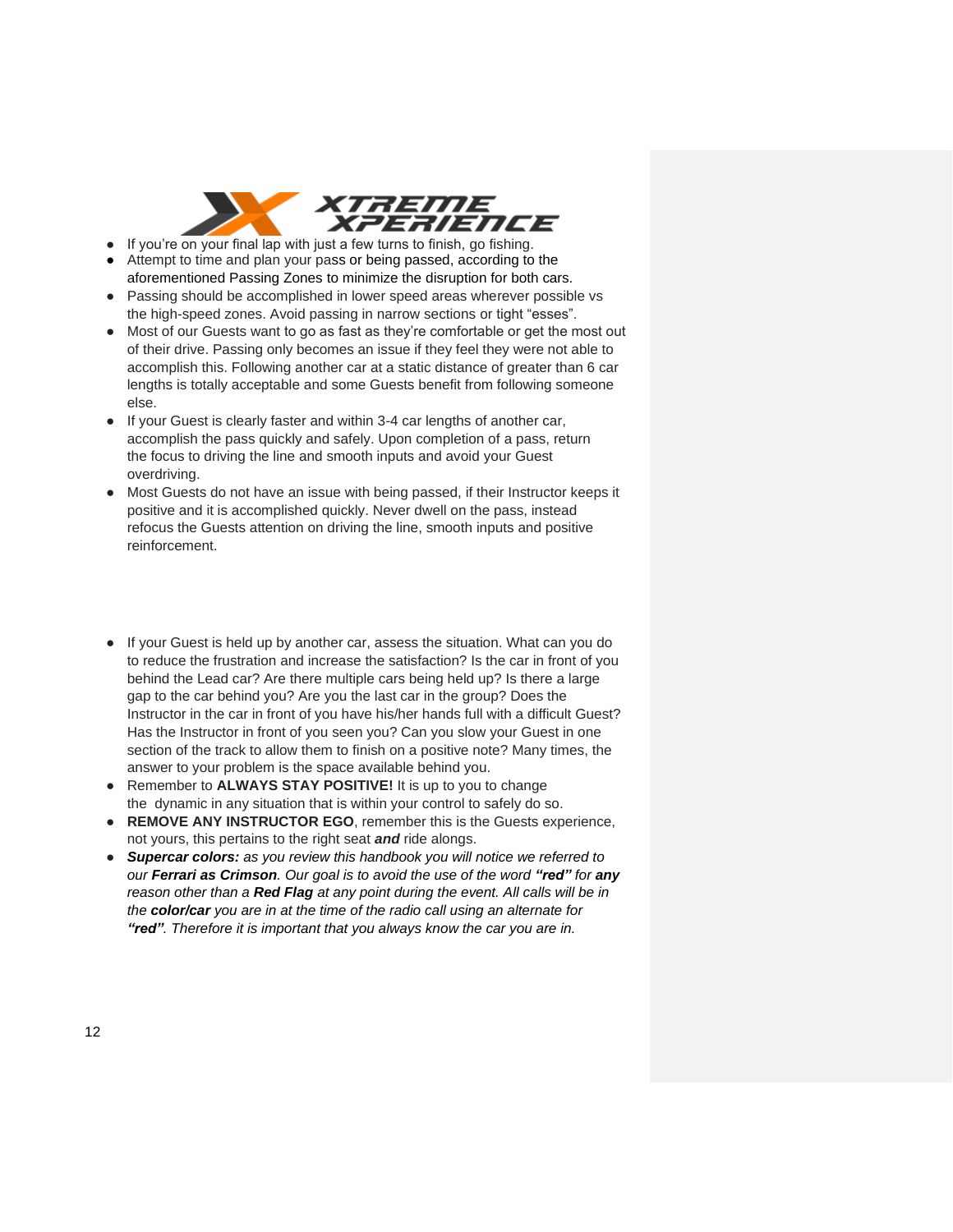- If you're on your final lap with just a few turns to finish, go fishing.
- Attempt to time and plan your pass or being passed, according to the aforementioned Passing Zones to minimize the disruption for both cars.
- Passing should be accomplished in lower speed areas wherever possible vs the high-speed zones. Avoid passing in narrow sections or tight "esses".
- Most of our Guests want to go as fast as they're comfortable or get the most out of their drive. Passing only becomes an issue if they feel they were not able to accomplish this. Following another car at a static distance of greater than 6 car lengths is totally acceptable and some Guests benefit from following someone else.
- If your Guest is clearly faster and within 3-4 car lengths of another car, accomplish the pass quickly and safely. Upon completion of a pass, return the focus to driving the line and smooth inputs and avoid your Guest overdriving.
- Most Guests do not have an issue with being passed, if their Instructor keeps it positive and it is accomplished quickly. Never dwell on the pass, instead refocus the Guests attention on driving the line, smooth inputs and positive reinforcement.

- If your Guest is held up by another car, assess the situation. What can you do to reduce the frustration and increase the satisfaction? Is the car in front of you behind the Lead car? Are there multiple cars being held up? Is there a large gap to the car behind you? Are you the last car in the group? Does the Instructor in the car in front of you have his/her hands full with a difficult Guest? Has the Instructor in front of you seen you? Can you slow your Guest in one section of the track to allow them to finish on a positive note? Many times, the answer to your problem is the space available behind you.
- Remember to **ALWAYS STAY POSITIVE!** It is up to you to change the dynamic in any situation that is within your control to safely do so.
- **REMOVE ANY INSTRUCTOR EGO**, remember this is the Guests experience, not yours, this pertains to the right seat ***and*** ride alongs.
- ***Supercar colors:*** *as you review this handbook you will notice we referred to our* ***Ferrari as Crimson****. Our goal is to avoid the use of the word* ***"red"*** *for* ***any*** *reason other than a* ***Red Flag*** *at any point during the event. All calls will be in the* ***color/car*** *you are in at the time of the radio call using an alternate for* ***"red"****. Therefore it is important that you always know the car you are in.*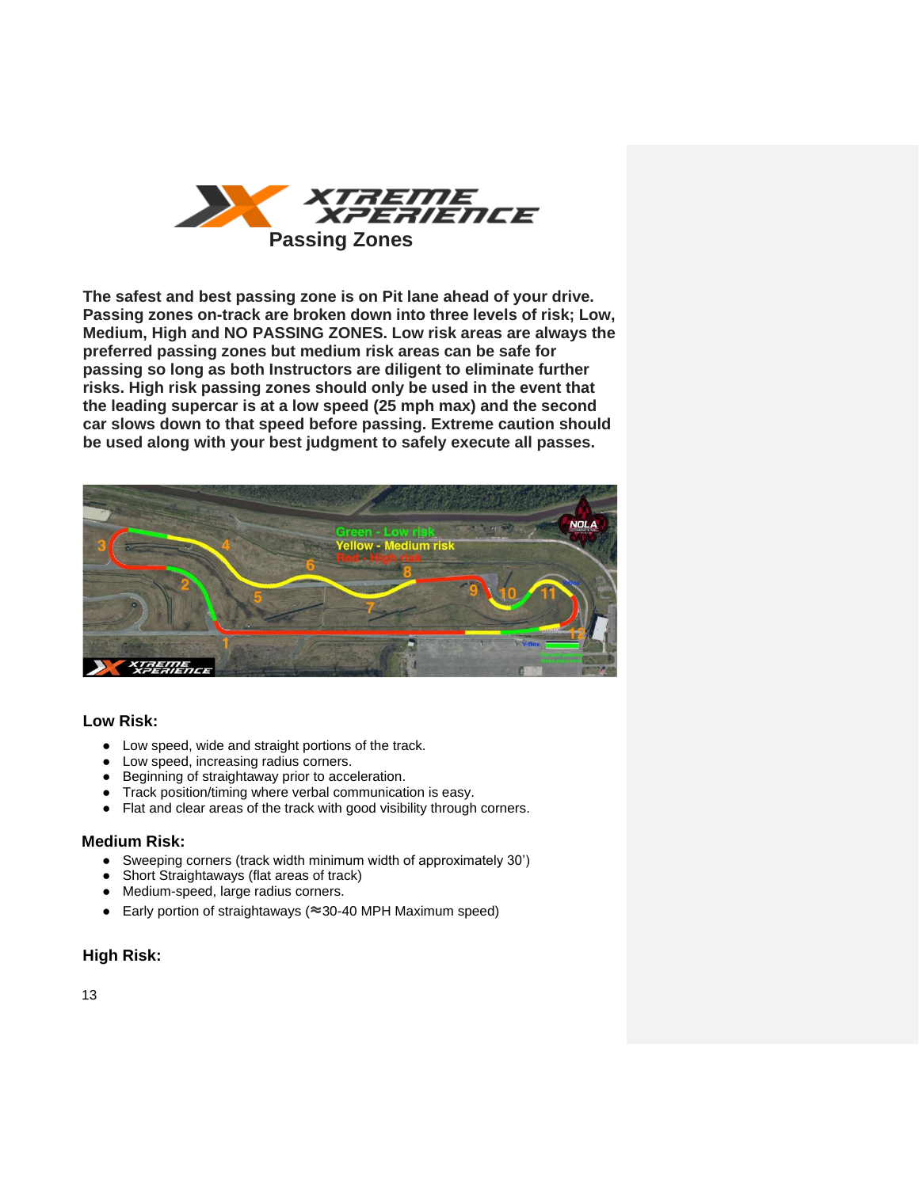# Passing Zones

**The safest and best passing zone is on Pit lane ahead of your drive. Passing zones on-track are broken down into three levels of risk; Low, Medium, High and NO PASSING ZONES. Low risk areas are always the preferred passing zones but medium risk areas can be safe for passing so long as both Instructors are diligent to eliminate further risks. High risk passing zones should only be used in the event that the leading supercar is at a low speed (25 mph max) and the second car slows down to that speed before passing. Extreme caution should be used along with your best judgment to safely execute all passes.**

### Low Risk:

- Low speed, wide and straight portions of the track.
- Low speed, increasing radius corners.
- Beginning of straightaway prior to acceleration.
- Track position/timing where verbal communication is easy.
- Flat and clear areas of the track with good visibility through corners.

### Medium Risk:

- Sweeping corners (track width minimum width of approximately 30')
- Short Straightaways (flat areas of track)
- Medium-speed, large radius corners.
- Early portion of straightaways (≈30-40 MPH Maximum speed)

### High Risk: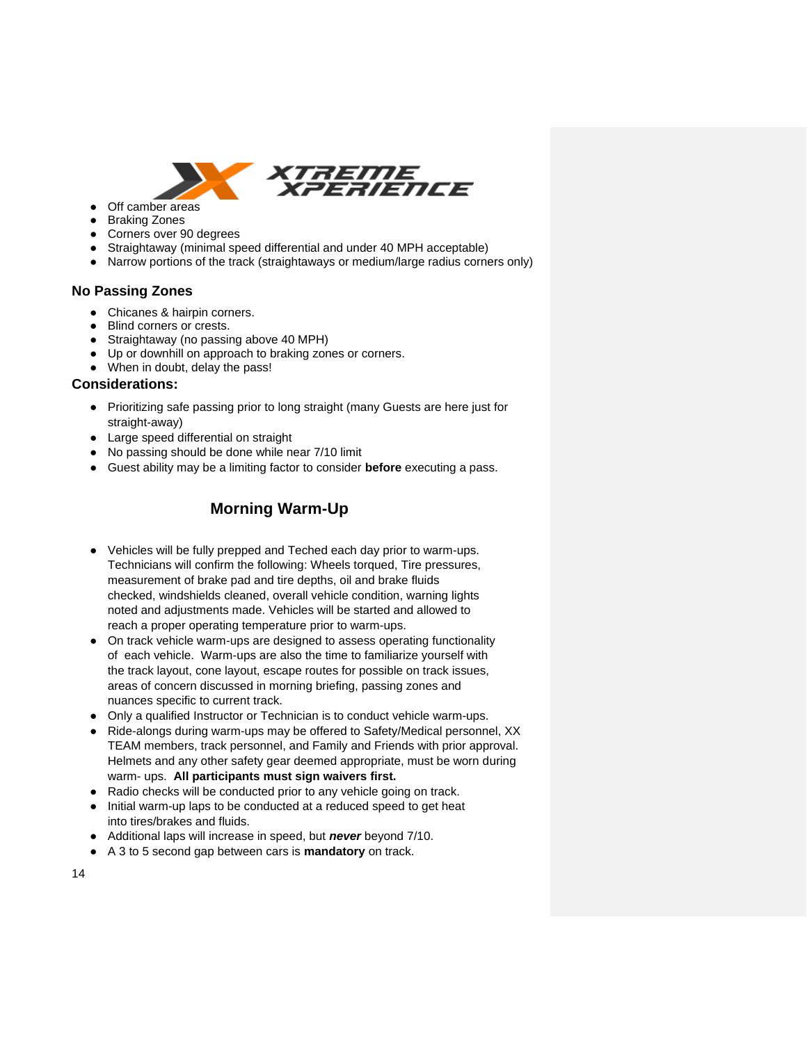- Off camber areas
- Braking Zones
- Corners over 90 degrees
- Straightaway (minimal speed differential and under 40 MPH acceptable)
- Narrow portions of the track (straightaways or medium/large radius corners only)

### No Passing Zones

- Chicanes & hairpin corners.
- Blind corners or crests.
- Straightaway (no passing above 40 MPH)
- Up or downhill on approach to braking zones or corners.
- When in doubt, delay the pass!

### Considerations:

- Prioritizing safe passing prior to long straight (many Guests are here just for straight-away)
- Large speed differential on straight
- No passing should be done while near 7/10 limit
- Guest ability may be a limiting factor to consider **before** executing a pass.

## Morning Warm-Up

- Vehicles will be fully prepped and Teched each day prior to warm-ups. Technicians will confirm the following: Wheels torqued, Tire pressures, measurement of brake pad and tire depths, oil and brake fluids checked, windshields cleaned, overall vehicle condition, warning lights noted and adjustments made. Vehicles will be started and allowed to reach a proper operating temperature prior to warm-ups.
- On track vehicle warm-ups are designed to assess operating functionality of each vehicle. Warm-ups are also the time to familiarize yourself with the track layout, cone layout, escape routes for possible on track issues, areas of concern discussed in morning briefing, passing zones and nuances specific to current track.
- Only a qualified Instructor or Technician is to conduct vehicle warm-ups.
- Ride-alongs during warm-ups may be offered to Safety/Medical personnel, XX TEAM members, track personnel, and Family and Friends with prior approval. Helmets and any other safety gear deemed appropriate, must be worn during warm- ups. **All participants must sign waivers first.**
- Radio checks will be conducted prior to any vehicle going on track.
- Initial warm-up laps to be conducted at a reduced speed to get heat into tires/brakes and fluids.
- Additional laps will increase in speed, but ***never*** beyond 7/10.
- A 3 to 5 second gap between cars is **mandatory** on track.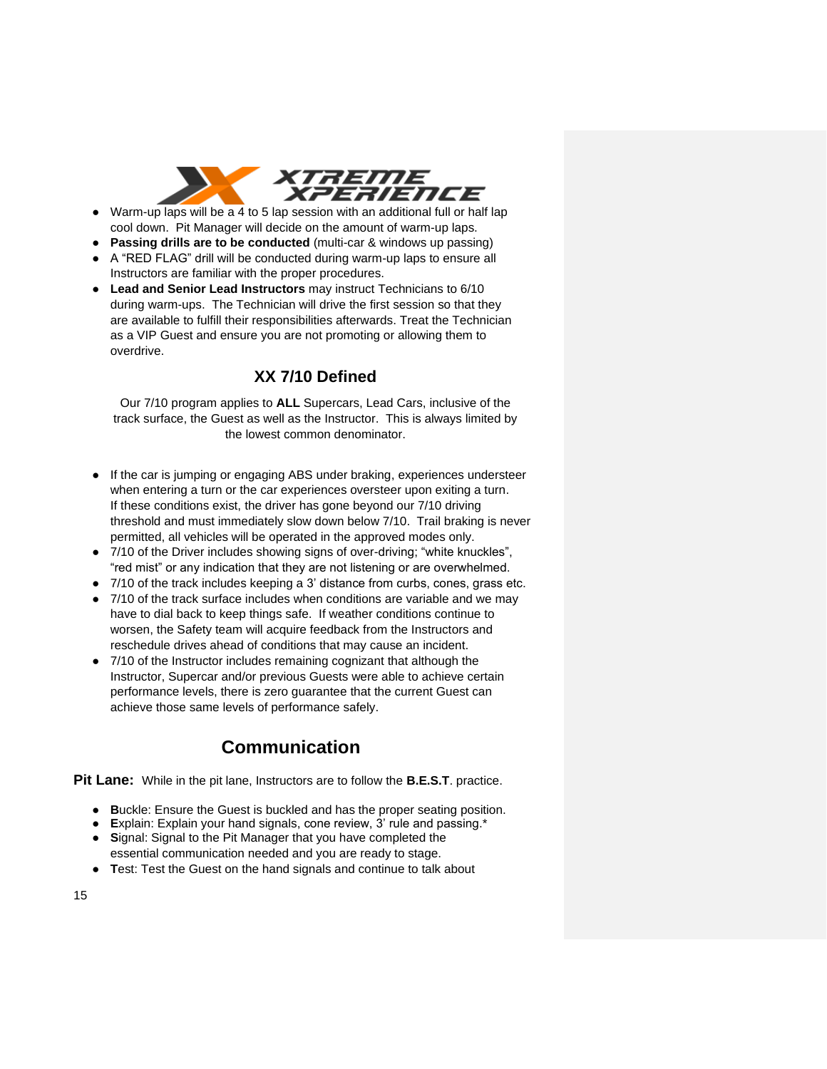- Warm-up laps will be a 4 to 5 lap session with an additional full or half lap cool down. Pit Manager will decide on the amount of warm-up laps.
- **Passing drills are to be conducted** (multi-car & windows up passing)
- A "RED FLAG" drill will be conducted during warm-up laps to ensure all Instructors are familiar with the proper procedures.
- **Lead and Senior Lead Instructors** may instruct Technicians to 6/10 during warm-ups. The Technician will drive the first session so that they are available to fulfill their responsibilities afterwards. Treat the Technician as a VIP Guest and ensure you are not promoting or allowing them to overdrive.

### XX 7/10 Defined

Our 7/10 program applies to **ALL** Supercars, Lead Cars, inclusive of the track surface, the Guest as well as the Instructor. This is always limited by the lowest common denominator.

- If the car is jumping or engaging ABS under braking, experiences understeer when entering a turn or the car experiences oversteer upon exiting a turn. If these conditions exist, the driver has gone beyond our 7/10 driving threshold and must immediately slow down below 7/10. Trail braking is never permitted, all vehicles will be operated in the approved modes only.
- 7/10 of the Driver includes showing signs of over-driving; "white knuckles", "red mist" or any indication that they are not listening or are overwhelmed.
- 7/10 of the track includes keeping a 3' distance from curbs, cones, grass etc.
- 7/10 of the track surface includes when conditions are variable and we may have to dial back to keep things safe. If weather conditions continue to worsen, the Safety team will acquire feedback from the Instructors and reschedule drives ahead of conditions that may cause an incident.
- 7/10 of the Instructor includes remaining cognizant that although the Instructor, Supercar and/or previous Guests were able to achieve certain performance levels, there is zero guarantee that the current Guest can achieve those same levels of performance safely.

## Communication

**Pit Lane:** While in the pit lane, Instructors are to follow the **B.E.S.T**. practice.

- **B**uckle: Ensure the Guest is buckled and has the proper seating position.
- **E**xplain: Explain your hand signals, cone review, 3' rule and passing.*
- **S**ignal: Signal to the Pit Manager that you have completed the essential communication needed and you are ready to stage.
- **T**est: Test the Guest on the hand signals and continue to talk about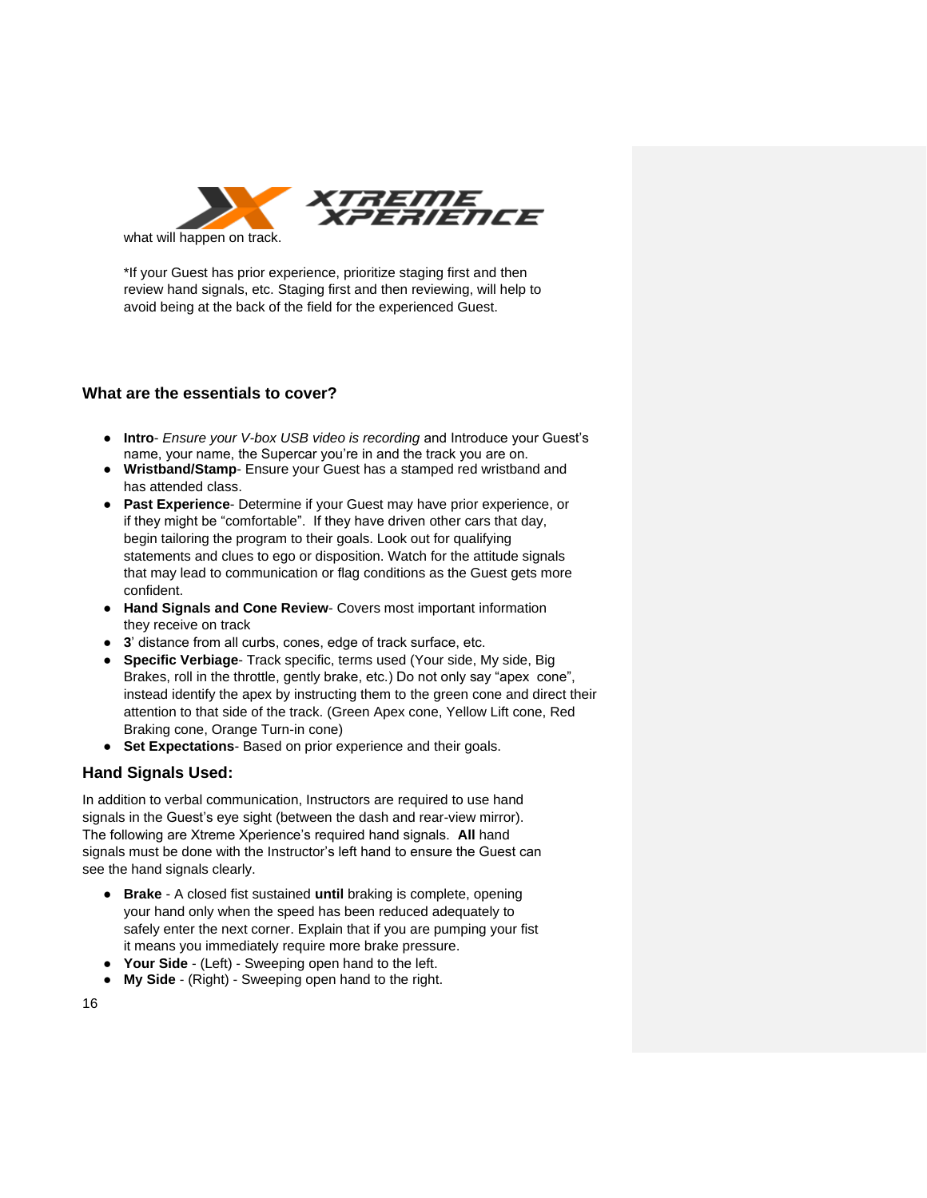what will happen on track.

*If your Guest has prior experience, prioritize staging first and then review hand signals, etc. Staging first and then reviewing, will help to avoid being at the back of the field for the experienced Guest.

### What are the essentials to cover?

- **Intro**- *Ensure your V-box USB video is recording* and Introduce your Guest's name, your name, the Supercar you're in and the track you are on.
- **Wristband/Stamp**- Ensure your Guest has a stamped red wristband and has attended class.
- **Past Experience**- Determine if your Guest may have prior experience, or if they might be "comfortable". If they have driven other cars that day, begin tailoring the program to their goals. Look out for qualifying statements and clues to ego or disposition. Watch for the attitude signals that may lead to communication or flag conditions as the Guest gets more confident.
- **Hand Signals and Cone Review**- Covers most important information they receive on track
- **3**' distance from all curbs, cones, edge of track surface, etc.
- **Specific Verbiage**- Track specific, terms used (Your side, My side, Big Brakes, roll in the throttle, gently brake, etc.) Do not only say "apex cone", instead identify the apex by instructing them to the green cone and direct their attention to that side of the track. (Green Apex cone, Yellow Lift cone, Red Braking cone, Orange Turn-in cone)
- **Set Expectations**- Based on prior experience and their goals.

### Hand Signals Used:

In addition to verbal communication, Instructors are required to use hand signals in the Guest's eye sight (between the dash and rear-view mirror). The following are Xtreme Xperience's required hand signals. **All** hand signals must be done with the Instructor's left hand to ensure the Guest can see the hand signals clearly.

- **Brake** - A closed fist sustained **until** braking is complete, opening your hand only when the speed has been reduced adequately to safely enter the next corner. Explain that if you are pumping your fist it means you immediately require more brake pressure.
- **Your Side** - (Left) - Sweeping open hand to the left.
- **My Side** - (Right) - Sweeping open hand to the right.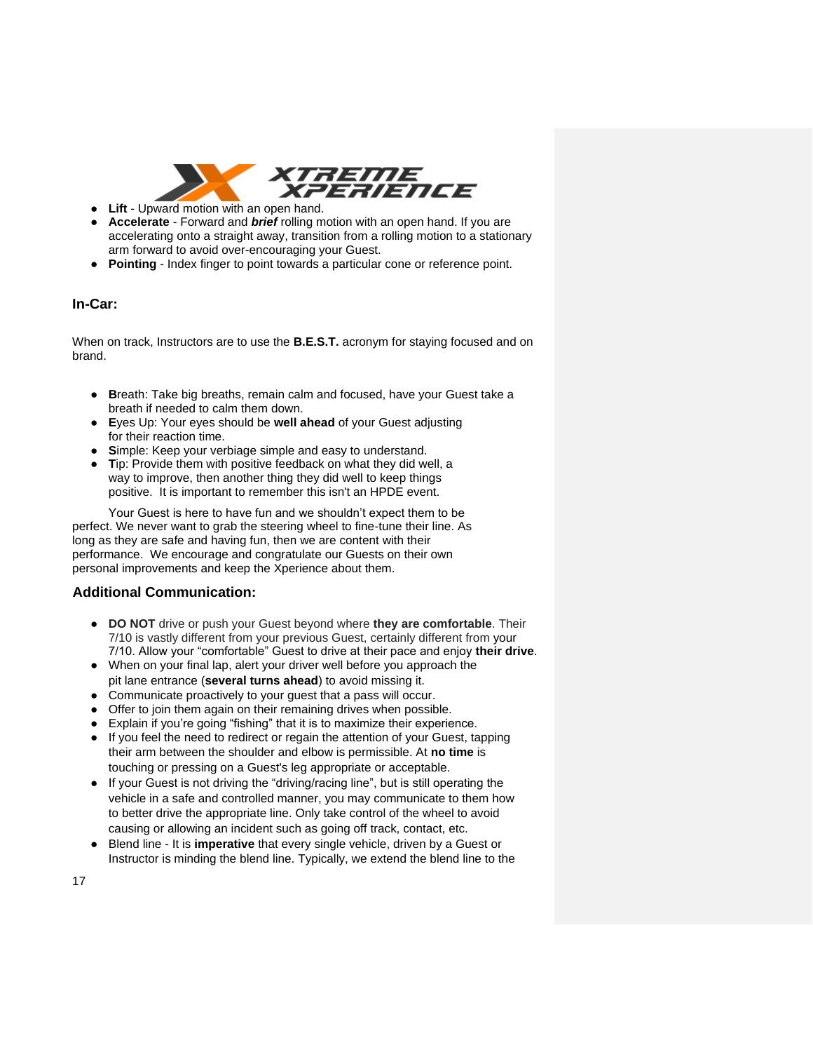- **Lift** - Upward motion with an open hand.
- **Accelerate** - Forward and ***brief*** rolling motion with an open hand. If you are accelerating onto a straight away, transition from a rolling motion to a stationary arm forward to avoid over-encouraging your Guest.
- **Pointing** - Index finger to point towards a particular cone or reference point.

### In-Car:

When on track, Instructors are to use the **B.E.S.T.** acronym for staying focused and on brand.

- **B**reath: Take big breaths, remain calm and focused, have your Guest take a breath if needed to calm them down.
- **E**yes Up: Your eyes should be **well ahead** of your Guest adjusting for their reaction time.
- **S**imple: Keep your verbiage simple and easy to understand.
- **T**ip: Provide them with positive feedback on what they did well, a way to improve, then another thing they did well to keep things positive. It is important to remember this isn't an HPDE event.

Your Guest is here to have fun and we shouldn't expect them to be perfect. We never want to grab the steering wheel to fine-tune their line. As long as they are safe and having fun, then we are content with their performance. We encourage and congratulate our Guests on their own personal improvements and keep the Xperience about them.

### Additional Communication:

- **DO NOT** drive or push your Guest beyond where **they are comfortable**. Their 7/10 is vastly different from your previous Guest, certainly different from your 7/10. Allow your "comfortable" Guest to drive at their pace and enjoy **their drive**.
- When on your final lap, alert your driver well before you approach the pit lane entrance (**several turns ahead**) to avoid missing it.
- Communicate proactively to your guest that a pass will occur.
- Offer to join them again on their remaining drives when possible.
- Explain if you're going "fishing" that it is to maximize their experience.
- If you feel the need to redirect or regain the attention of your Guest, tapping their arm between the shoulder and elbow is permissible. At **no time** is touching or pressing on a Guest's leg appropriate or acceptable.
- If your Guest is not driving the "driving/racing line", but is still operating the vehicle in a safe and controlled manner, you may communicate to them how to better drive the appropriate line. Only take control of the wheel to avoid causing or allowing an incident such as going off track, contact, etc.
- Blend line - It is **imperative** that every single vehicle, driven by a Guest or Instructor is minding the blend line. Typically, we extend the blend line to the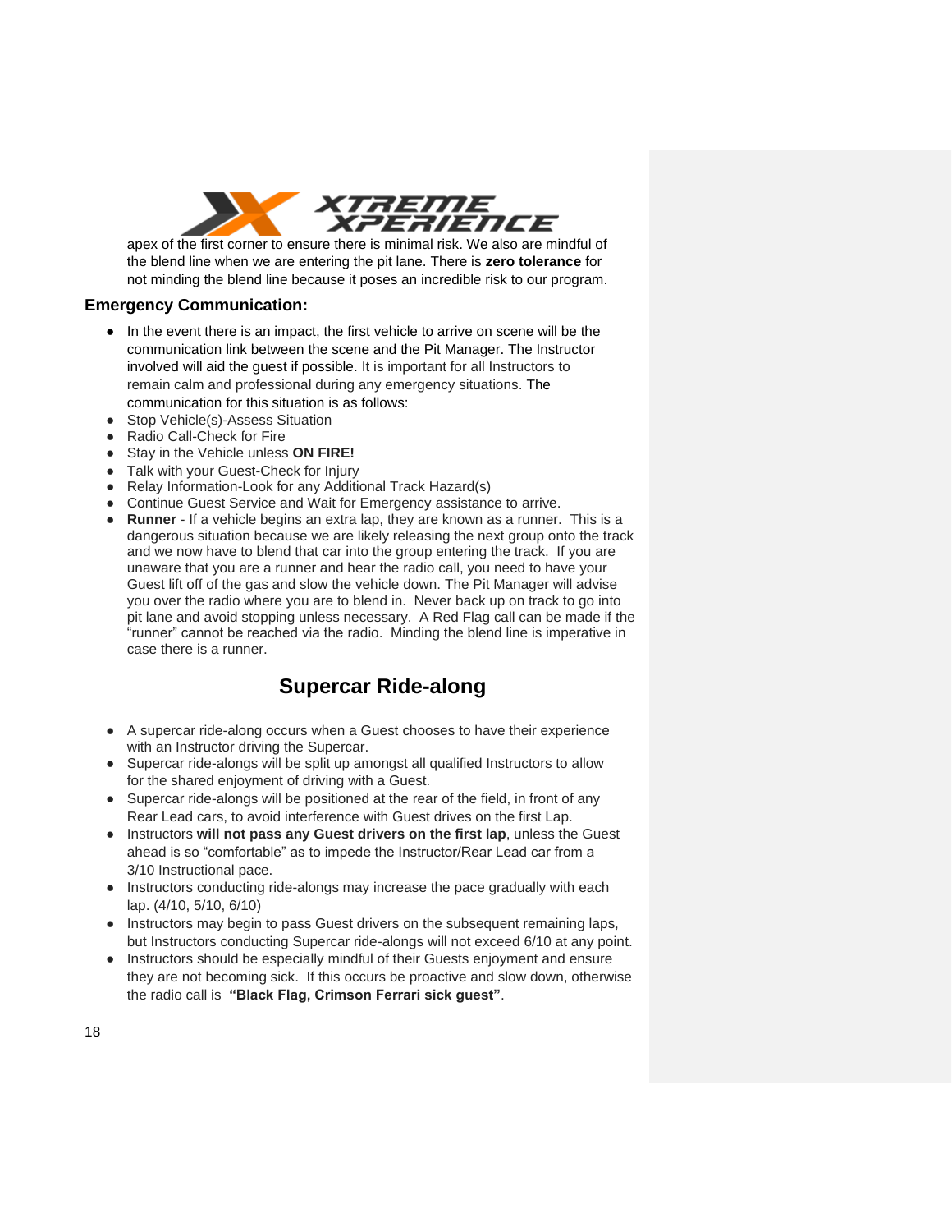apex of the first corner to ensure there is minimal risk. We also are mindful of the blend line when we are entering the pit lane. There is **zero tolerance** for not minding the blend line because it poses an incredible risk to our program.

### Emergency Communication:

- In the event there is an impact, the first vehicle to arrive on scene will be the communication link between the scene and the Pit Manager. The Instructor involved will aid the guest if possible. It is important for all Instructors to remain calm and professional during any emergency situations. The communication for this situation is as follows:
- Stop Vehicle(s)-Assess Situation
- Radio Call-Check for Fire
- Stay in the Vehicle unless **ON FIRE!**
- Talk with your Guest-Check for Injury
- Relay Information-Look for any Additional Track Hazard(s)
- Continue Guest Service and Wait for Emergency assistance to arrive.
- **Runner** - If a vehicle begins an extra lap, they are known as a runner. This is a dangerous situation because we are likely releasing the next group onto the track and we now have to blend that car into the group entering the track. If you are unaware that you are a runner and hear the radio call, you need to have your Guest lift off of the gas and slow the vehicle down. The Pit Manager will advise you over the radio where you are to blend in. Never back up on track to go into pit lane and avoid stopping unless necessary. A Red Flag call can be made if the "runner" cannot be reached via the radio. Minding the blend line is imperative in case there is a runner.

## Supercar Ride-along

- A supercar ride-along occurs when a Guest chooses to have their experience with an Instructor driving the Supercar.
- Supercar ride-alongs will be split up amongst all qualified Instructors to allow for the shared enjoyment of driving with a Guest.
- Supercar ride-alongs will be positioned at the rear of the field, in front of any Rear Lead cars, to avoid interference with Guest drives on the first Lap.
- Instructors **will not pass any Guest drivers on the first lap**, unless the Guest ahead is so "comfortable" as to impede the Instructor/Rear Lead car from a 3/10 Instructional pace.
- Instructors conducting ride-alongs may increase the pace gradually with each lap. (4/10, 5/10, 6/10)
- Instructors may begin to pass Guest drivers on the subsequent remaining laps, but Instructors conducting Supercar ride-alongs will not exceed 6/10 at any point.
- Instructors should be especially mindful of their Guests enjoyment and ensure they are not becoming sick. If this occurs be proactive and slow down, otherwise the radio call is **"Black Flag, Crimson Ferrari sick guest"**.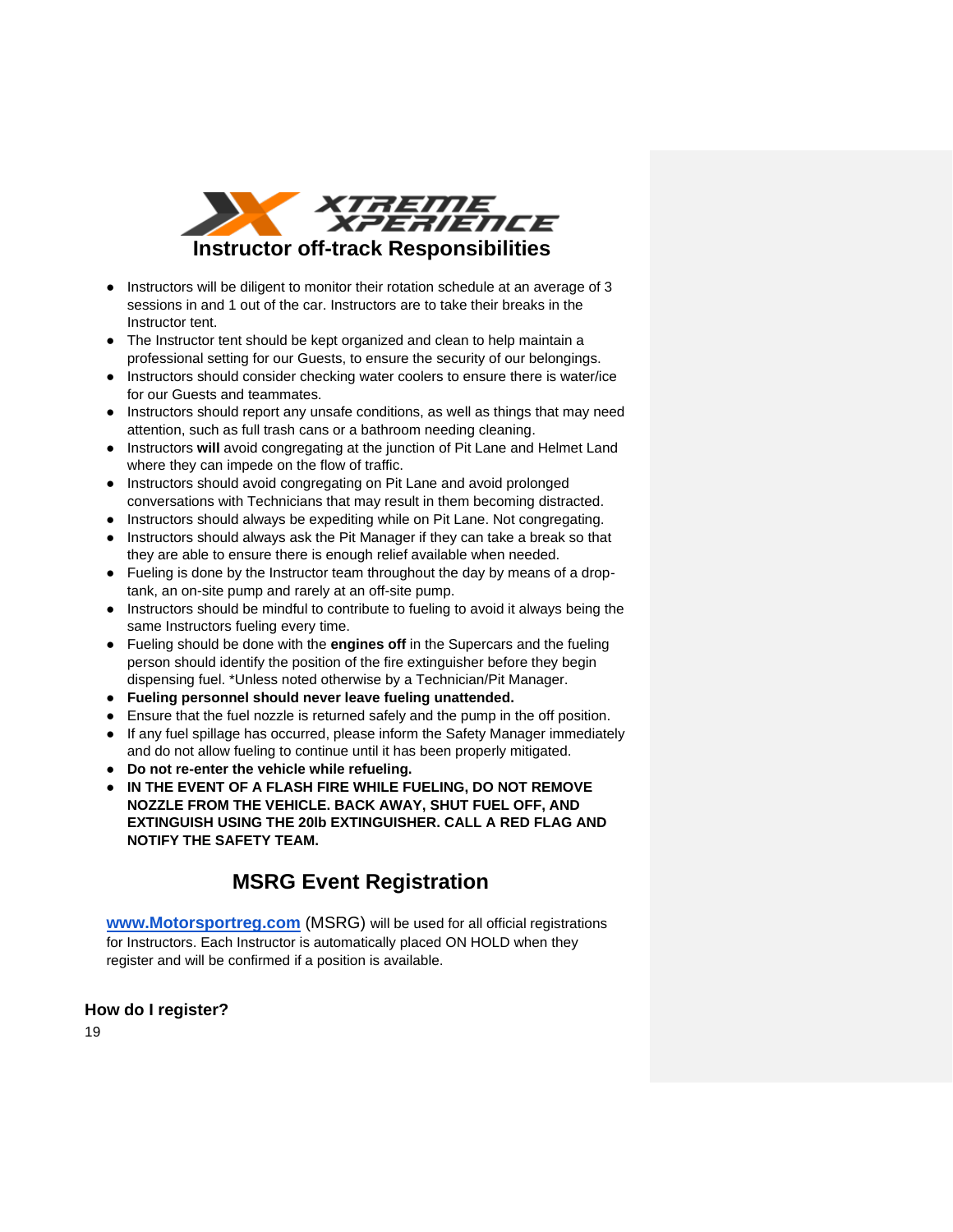# Instructor off-track Responsibilities

- Instructors will be diligent to monitor their rotation schedule at an average of 3 sessions in and 1 out of the car. Instructors are to take their breaks in the Instructor tent.
- The Instructor tent should be kept organized and clean to help maintain a professional setting for our Guests, to ensure the security of our belongings.
- Instructors should consider checking water coolers to ensure there is water/ice for our Guests and teammates.
- Instructors should report any unsafe conditions, as well as things that may need attention, such as full trash cans or a bathroom needing cleaning.
- Instructors **will** avoid congregating at the junction of Pit Lane and Helmet Land where they can impede on the flow of traffic.
- Instructors should avoid congregating on Pit Lane and avoid prolonged conversations with Technicians that may result in them becoming distracted.
- Instructors should always be expediting while on Pit Lane. Not congregating.
- Instructors should always ask the Pit Manager if they can take a break so that they are able to ensure there is enough relief available when needed.
- Fueling is done by the Instructor team throughout the day by means of a drop-tank, an on-site pump and rarely at an off-site pump.
- Instructors should be mindful to contribute to fueling to avoid it always being the same Instructors fueling every time.
- Fueling should be done with the **engines off** in the Supercars and the fueling person should identify the position of the fire extinguisher before they begin dispensing fuel. *Unless noted otherwise by a Technician/Pit Manager.
- **Fueling personnel should never leave fueling unattended.**
- Ensure that the fuel nozzle is returned safely and the pump in the off position.
- If any fuel spillage has occurred, please inform the Safety Manager immediately and do not allow fueling to continue until it has been properly mitigated.
- **Do not re-enter the vehicle while refueling.**
- **IN THE EVENT OF A FLASH FIRE WHILE FUELING, DO NOT REMOVE NOZZLE FROM THE VEHICLE. BACK AWAY, SHUT FUEL OFF, AND EXTINGUISH USING THE 20lb EXTINGUISHER. CALL A RED FLAG AND NOTIFY THE SAFETY TEAM.**

## MSRG Event Registration

**www.Motorsportreg.com** (MSRG) will be used for all official registrations for Instructors. Each Instructor is automatically placed ON HOLD when they register and will be confirmed if a position is available.

### How do I register?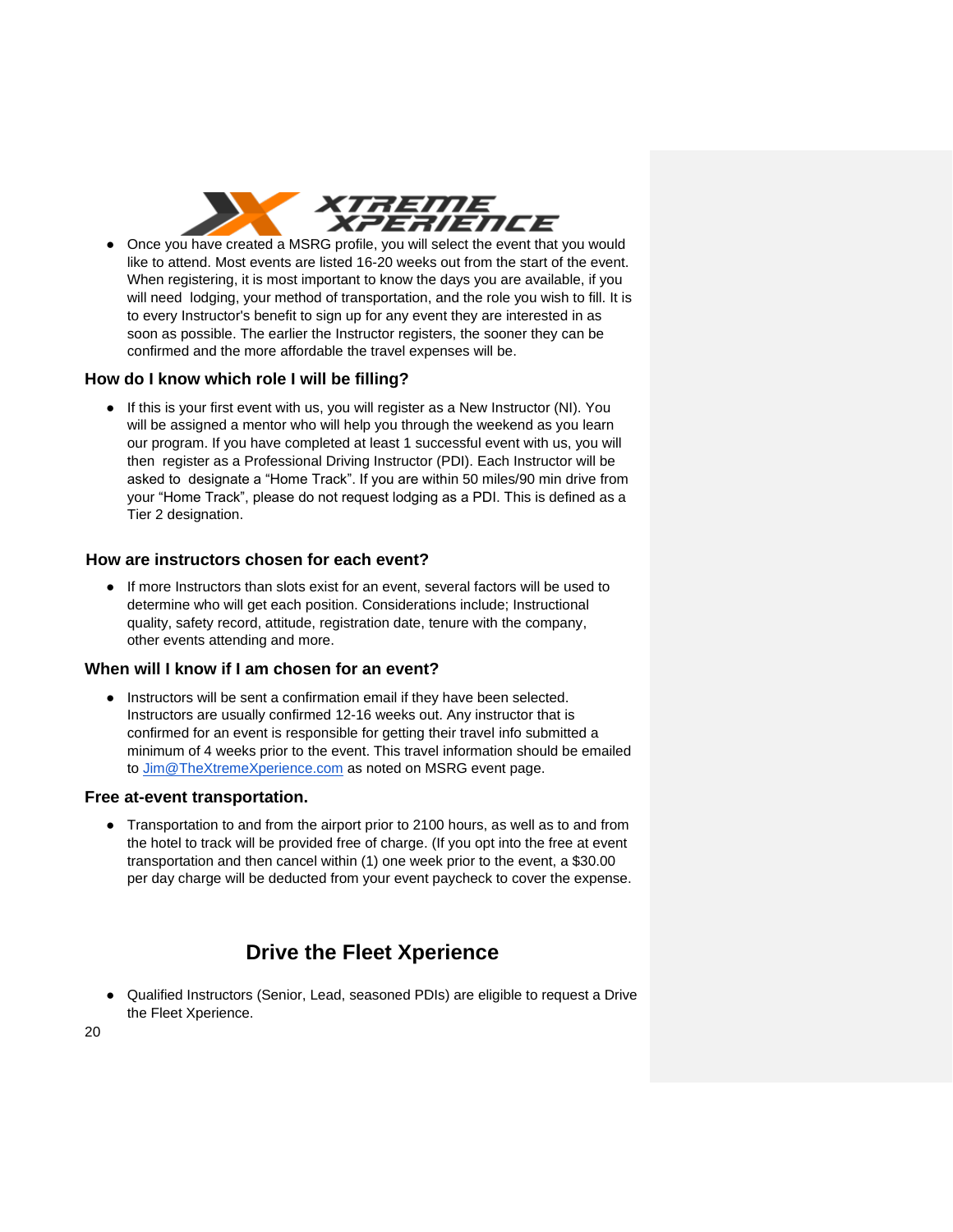- Once you have created a MSRG profile, you will select the event that you would like to attend. Most events are listed 16-20 weeks out from the start of the event. When registering, it is most important to know the days you are available, if you will need lodging, your method of transportation, and the role you wish to fill. It is to every Instructor's benefit to sign up for any event they are interested in as soon as possible. The earlier the Instructor registers, the sooner they can be confirmed and the more affordable the travel expenses will be.

### How do I know which role I will be filling?

- If this is your first event with us, you will register as a New Instructor (NI). You will be assigned a mentor who will help you through the weekend as you learn our program. If you have completed at least 1 successful event with us, you will then register as a Professional Driving Instructor (PDI). Each Instructor will be asked to designate a "Home Track". If you are within 50 miles/90 min drive from your "Home Track", please do not request lodging as a PDI. This is defined as a Tier 2 designation.

### How are instructors chosen for each event?

- If more Instructors than slots exist for an event, several factors will be used to determine who will get each position. Considerations include; Instructional quality, safety record, attitude, registration date, tenure with the company, other events attending and more.

### When will I know if I am chosen for an event?

- Instructors will be sent a confirmation email if they have been selected. Instructors are usually confirmed 12-16 weeks out. Any instructor that is confirmed for an event is responsible for getting their travel info submitted a minimum of 4 weeks prior to the event. This travel information should be emailed to [Jim@TheXtremeXperience.com](mailto:Jim@TheXtremeXperience.com) as noted on MSRG event page.

### Free at-event transportation.

- Transportation to and from the airport prior to 2100 hours, as well as to and from the hotel to track will be provided free of charge. (If you opt into the free at event transportation and then cancel within (1) one week prior to the event, a $30.00 per day charge will be deducted from your event paycheck to cover the expense.

## Drive the Fleet Xperience

- Qualified Instructors (Senior, Lead, seasoned PDIs) are eligible to request a Drive the Fleet Xperience.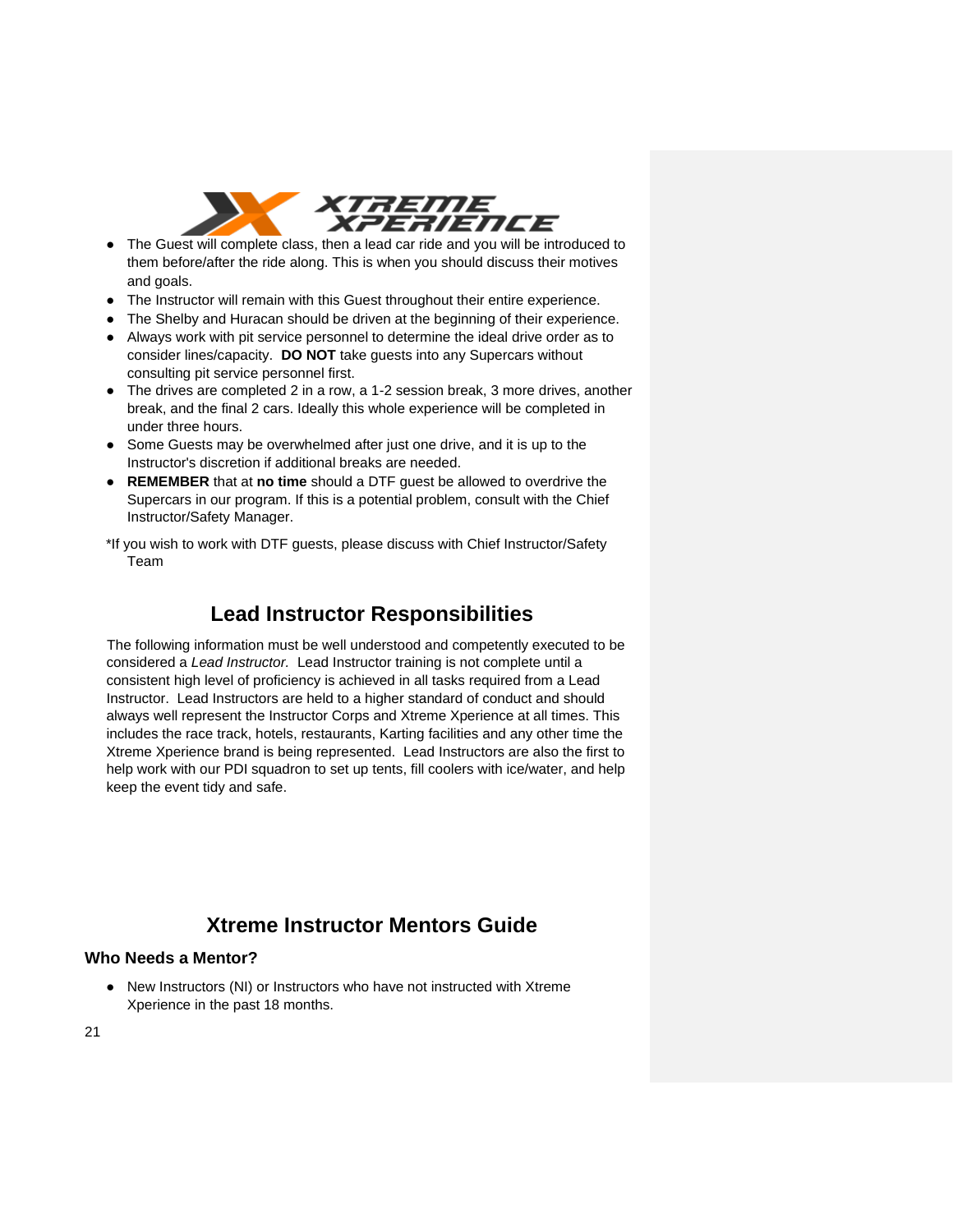- The Guest will complete class, then a lead car ride and you will be introduced to them before/after the ride along. This is when you should discuss their motives and goals.
- The Instructor will remain with this Guest throughout their entire experience.
- The Shelby and Huracan should be driven at the beginning of their experience.
- Always work with pit service personnel to determine the ideal drive order as to consider lines/capacity. **DO NOT** take guests into any Supercars without consulting pit service personnel first.
- The drives are completed 2 in a row, a 1-2 session break, 3 more drives, another break, and the final 2 cars. Ideally this whole experience will be completed in under three hours.
- Some Guests may be overwhelmed after just one drive, and it is up to the Instructor's discretion if additional breaks are needed.
- **REMEMBER** that at **no time** should a DTF guest be allowed to overdrive the Supercars in our program. If this is a potential problem, consult with the Chief Instructor/Safety Manager.

*If you wish to work with DTF guests, please discuss with Chief Instructor/Safety Team

## Lead Instructor Responsibilities

The following information must be well understood and competently executed to be considered a *Lead Instructor.* Lead Instructor training is not complete until a consistent high level of proficiency is achieved in all tasks required from a Lead Instructor. Lead Instructors are held to a higher standard of conduct and should always well represent the Instructor Corps and Xtreme Xperience at all times. This includes the race track, hotels, restaurants, Karting facilities and any other time the Xtreme Xperience brand is being represented. Lead Instructors are also the first to help work with our PDI squadron to set up tents, fill coolers with ice/water, and help keep the event tidy and safe.

## Xtreme Instructor Mentors Guide

### Who Needs a Mentor?

- New Instructors (NI) or Instructors who have not instructed with Xtreme Xperience in the past 18 months.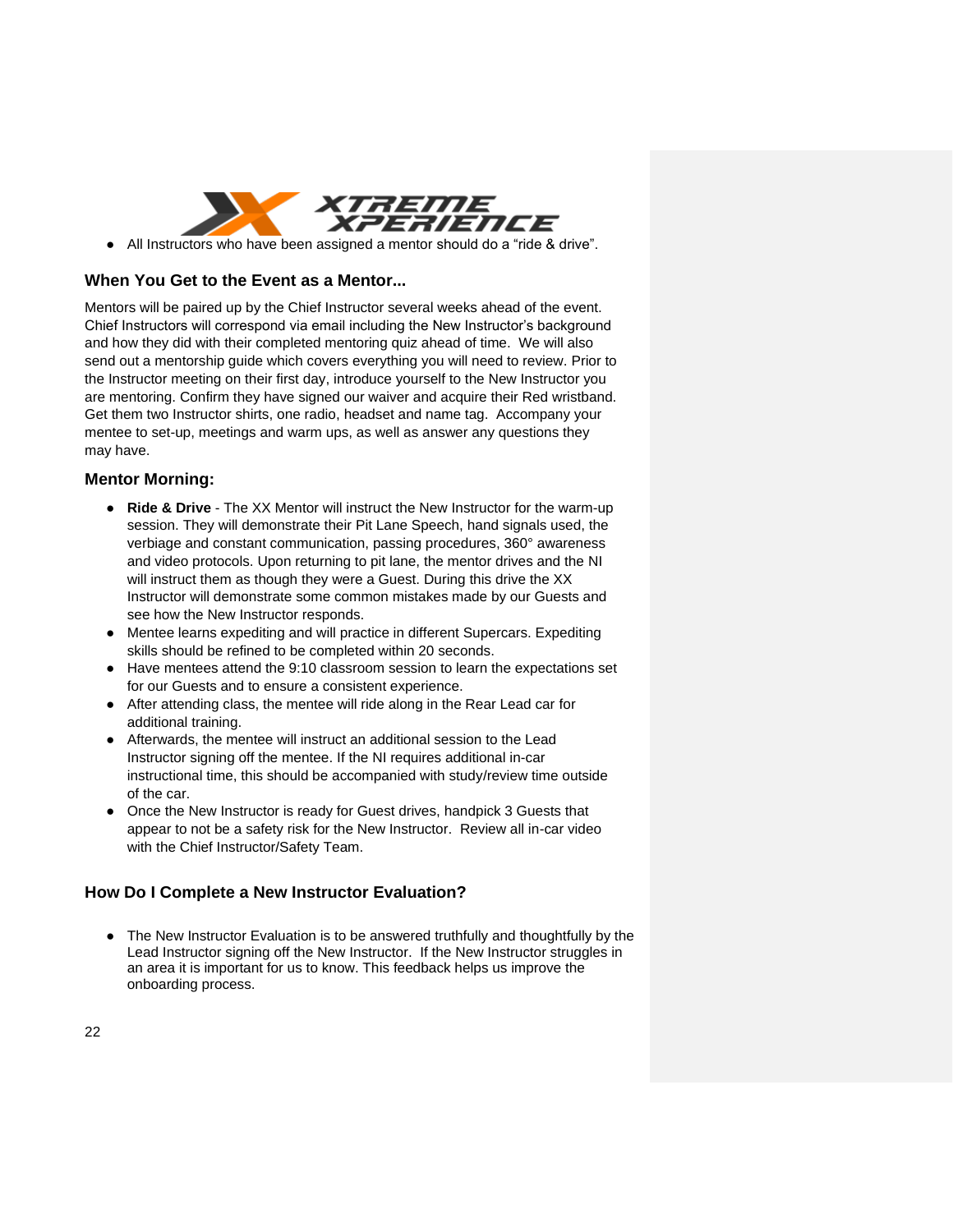- All Instructors who have been assigned a mentor should do a “ride & drive”.

### When You Get to the Event as a Mentor...

Mentors will be paired up by the Chief Instructor several weeks ahead of the event. Chief Instructors will correspond via email including the New Instructor’s background and how they did with their completed mentoring quiz ahead of time.  We will also send out a mentorship guide which covers everything you will need to review. Prior to the Instructor meeting on their first day, introduce yourself to the New Instructor you are mentoring. Confirm they have signed our waiver and acquire their Red wristband. Get them two Instructor shirts, one radio, headset and name tag.  Accompany your mentee to set-up, meetings and warm ups, as well as answer any questions they may have.

### Mentor Morning:

- **Ride & Drive** - The XX Mentor will instruct the New Instructor for the warm-up session. They will demonstrate their Pit Lane Speech, hand signals used, the verbiage and constant communication, passing procedures, 360° awareness and video protocols. Upon returning to pit lane, the mentor drives and the NI will instruct them as though they were a Guest. During this drive the XX Instructor will demonstrate some common mistakes made by our Guests and see how the New Instructor responds.
- Mentee learns expediting and will practice in different Supercars. Expediting skills should be refined to be completed within 20 seconds.
- Have mentees attend the 9:10 classroom session to learn the expectations set for our Guests and to ensure a consistent experience.
- After attending class, the mentee will ride along in the Rear Lead car for additional training.
- Afterwards, the mentee will instruct an additional session to the Lead Instructor signing off the mentee. If the NI requires additional in-car instructional time, this should be accompanied with study/review time outside of the car.
- Once the New Instructor is ready for Guest drives, handpick 3 Guests that appear to not be a safety risk for the New Instructor.  Review all in-car video with the Chief Instructor/Safety Team.

### How Do I Complete a New Instructor Evaluation?

- The New Instructor Evaluation is to be answered truthfully and thoughtfully by the Lead Instructor signing off the New Instructor.  If the New Instructor struggles in an area it is important for us to know. This feedback helps us improve the onboarding process.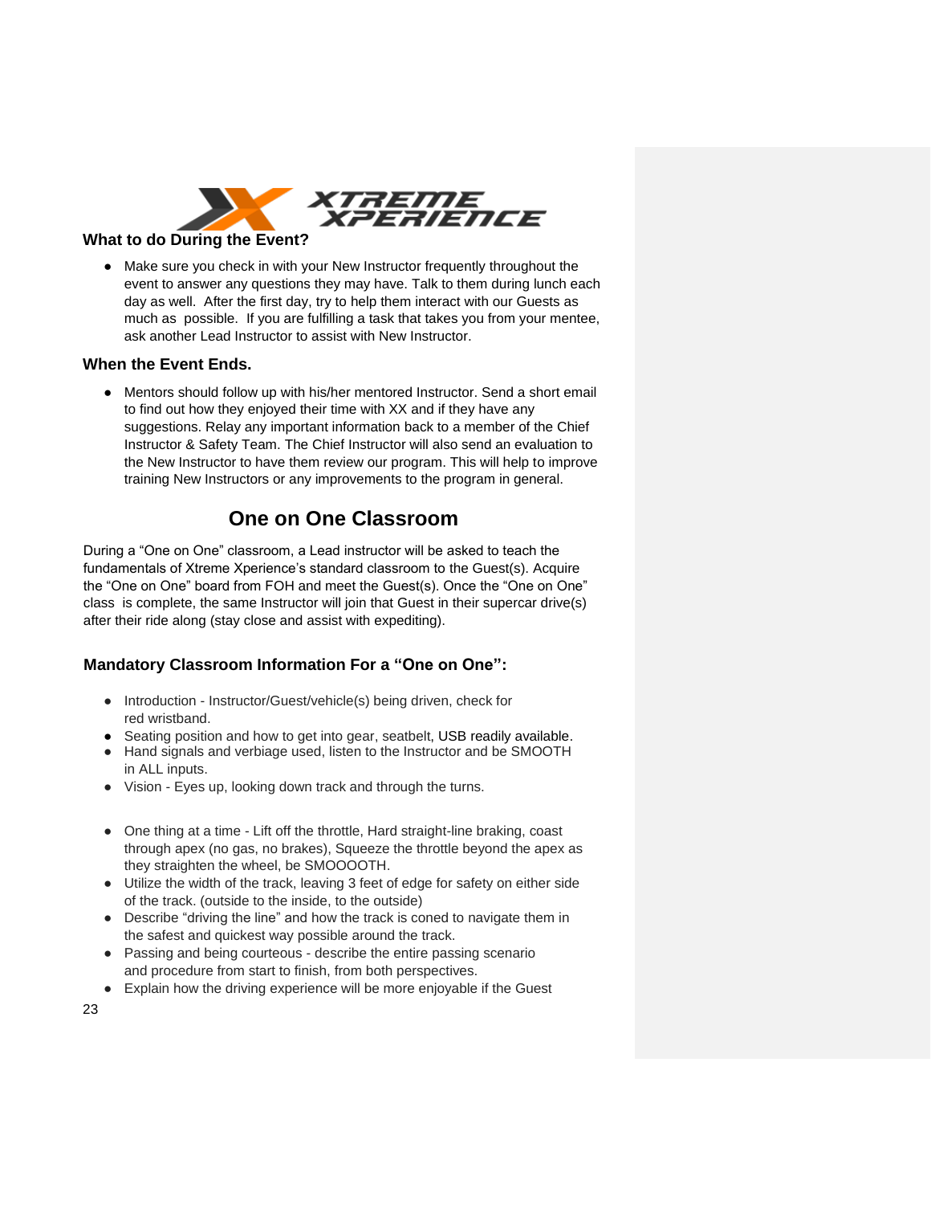### What to do During the Event?

- Make sure you check in with your New Instructor frequently throughout the event to answer any questions they may have. Talk to them during lunch each day as well. After the first day, try to help them interact with our Guests as much as possible. If you are fulfilling a task that takes you from your mentee, ask another Lead Instructor to assist with New Instructor.

### When the Event Ends.

- Mentors should follow up with his/her mentored Instructor. Send a short email to find out how they enjoyed their time with XX and if they have any suggestions. Relay any important information back to a member of the Chief Instructor & Safety Team. The Chief Instructor will also send an evaluation to the New Instructor to have them review our program. This will help to improve training New Instructors or any improvements to the program in general.

## One on One Classroom

During a "One on One" classroom, a Lead instructor will be asked to teach the fundamentals of Xtreme Xperience's standard classroom to the Guest(s). Acquire the "One on One" board from FOH and meet the Guest(s). Once the "One on One" class is complete, the same Instructor will join that Guest in their supercar drive(s) after their ride along (stay close and assist with expediting).

### Mandatory Classroom Information For a "One on One":

- Introduction - Instructor/Guest/vehicle(s) being driven, check for red wristband.
- Seating position and how to get into gear, seatbelt, USB readily available.
- Hand signals and verbiage used, listen to the Instructor and be SMOOTH in ALL inputs.
- Vision - Eyes up, looking down track and through the turns.

- One thing at a time - Lift off the throttle, Hard straight-line braking, coast through apex (no gas, no brakes), Squeeze the throttle beyond the apex as they straighten the wheel, be SMOOOOTH.
- Utilize the width of the track, leaving 3 feet of edge for safety on either side of the track. (outside to the inside, to the outside)
- Describe "driving the line" and how the track is coned to navigate them in the safest and quickest way possible around the track.
- Passing and being courteous - describe the entire passing scenario and procedure from start to finish, from both perspectives.
- Explain how the driving experience will be more enjoyable if the Guest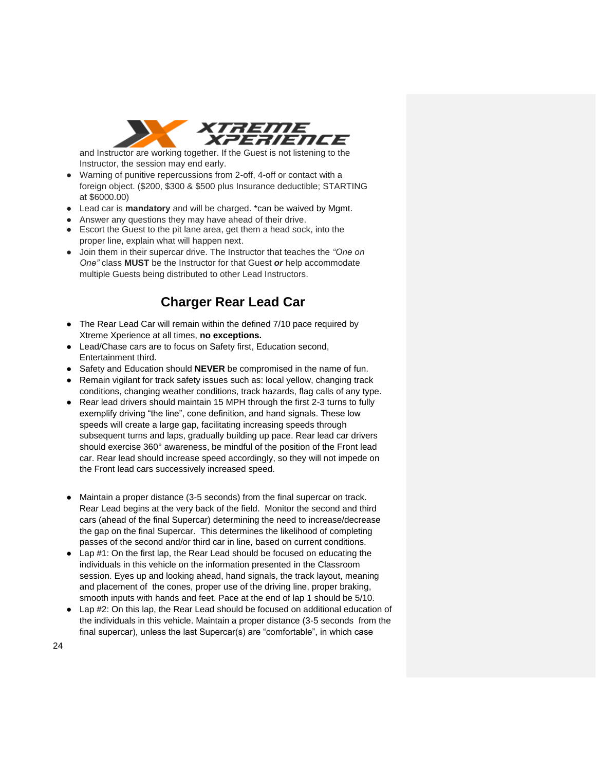and Instructor are working together. If the Guest is not listening to the Instructor, the session may end early.

- Warning of punitive repercussions from 2-off, 4-off or contact with a foreign object. ($200, $300 & $500 plus Insurance deductible; STARTING at $6000.00)
- Lead car is **mandatory** and will be charged. *can be waived by Mgmt.
- Answer any questions they may have ahead of their drive.
- Escort the Guest to the pit lane area, get them a head sock, into the proper line, explain what will happen next.
- Join them in their supercar drive. The Instructor that teaches the *"One on One"* class **MUST** be the Instructor for that Guest ***or*** help accommodate multiple Guests being distributed to other Lead Instructors.

## Charger Rear Lead Car

- The Rear Lead Car will remain within the defined 7/10 pace required by Xtreme Xperience at all times, **no exceptions.**
- Lead/Chase cars are to focus on Safety first, Education second, Entertainment third.
- Safety and Education should **NEVER** be compromised in the name of fun.
- Remain vigilant for track safety issues such as: local yellow, changing track conditions, changing weather conditions, track hazards, flag calls of any type.
- Rear lead drivers should maintain 15 MPH through the first 2-3 turns to fully exemplify driving "the line", cone definition, and hand signals. These low speeds will create a large gap, facilitating increasing speeds through subsequent turns and laps, gradually building up pace. Rear lead car drivers should exercise 360° awareness, be mindful of the position of the Front lead car. Rear lead should increase speed accordingly, so they will not impede on the Front lead cars successively increased speed.

- Maintain a proper distance (3-5 seconds) from the final supercar on track. Rear Lead begins at the very back of the field. Monitor the second and third cars (ahead of the final Supercar) determining the need to increase/decrease the gap on the final Supercar. This determines the likelihood of completing passes of the second and/or third car in line, based on current conditions.
- Lap #1: On the first lap, the Rear Lead should be focused on educating the individuals in this vehicle on the information presented in the Classroom session. Eyes up and looking ahead, hand signals, the track layout, meaning and placement of the cones, proper use of the driving line, proper braking, smooth inputs with hands and feet. Pace at the end of lap 1 should be 5/10.
- Lap #2: On this lap, the Rear Lead should be focused on additional education of the individuals in this vehicle. Maintain a proper distance (3-5 seconds from the final supercar), unless the last Supercar(s) are "comfortable", in which case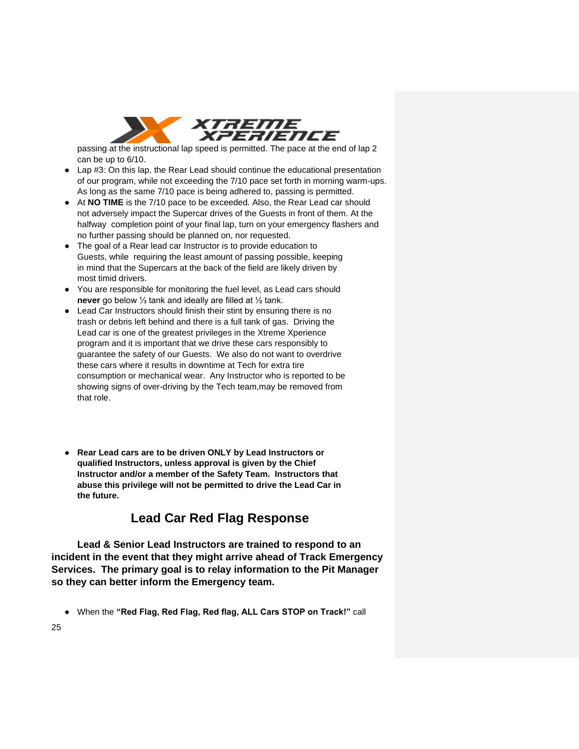passing at the instructional lap speed is permitted. The pace at the end of lap 2 can be up to 6/10.

- Lap #3: On this lap, the Rear Lead should continue the educational presentation of our program, while not exceeding the 7/10 pace set forth in morning warm-ups. As long as the same 7/10 pace is being adhered to, passing is permitted.
- At **NO TIME** is the 7/10 pace to be exceeded. Also, the Rear Lead car should not adversely impact the Supercar drives of the Guests in front of them. At the halfway completion point of your final lap, turn on your emergency flashers and no further passing should be planned on, nor requested.
- The goal of a Rear lead car Instructor is to provide education to Guests, while requiring the least amount of passing possible, keeping in mind that the Supercars at the back of the field are likely driven by most timid drivers.
- You are responsible for monitoring the fuel level, as Lead cars should **never** go below ⅓ tank and ideally are filled at ½ tank.
- Lead Car Instructors should finish their stint by ensuring there is no trash or debris left behind and there is a full tank of gas. Driving the Lead car is one of the greatest privileges in the Xtreme Xperience program and it is important that we drive these cars responsibly to guarantee the safety of our Guests. We also do not want to overdrive these cars where it results in downtime at Tech for extra tire consumption or mechanical wear. Any Instructor who is reported to be showing signs of over-driving by the Tech team,may be removed from that role.

- **Rear Lead cars are to be driven ONLY by Lead Instructors or qualified Instructors, unless approval is given by the Chief Instructor and/or a member of the Safety Team. Instructors that abuse this privilege will not be permitted to drive the Lead Car in the future.**

## Lead Car Red Flag Response

**Lead & Senior Lead Instructors are trained to respond to an incident in the event that they might arrive ahead of Track Emergency Services. The primary goal is to relay information to the Pit Manager so they can better inform the Emergency team.**

- When the **"Red Flag, Red Flag, Red flag, ALL Cars STOP on Track!"** call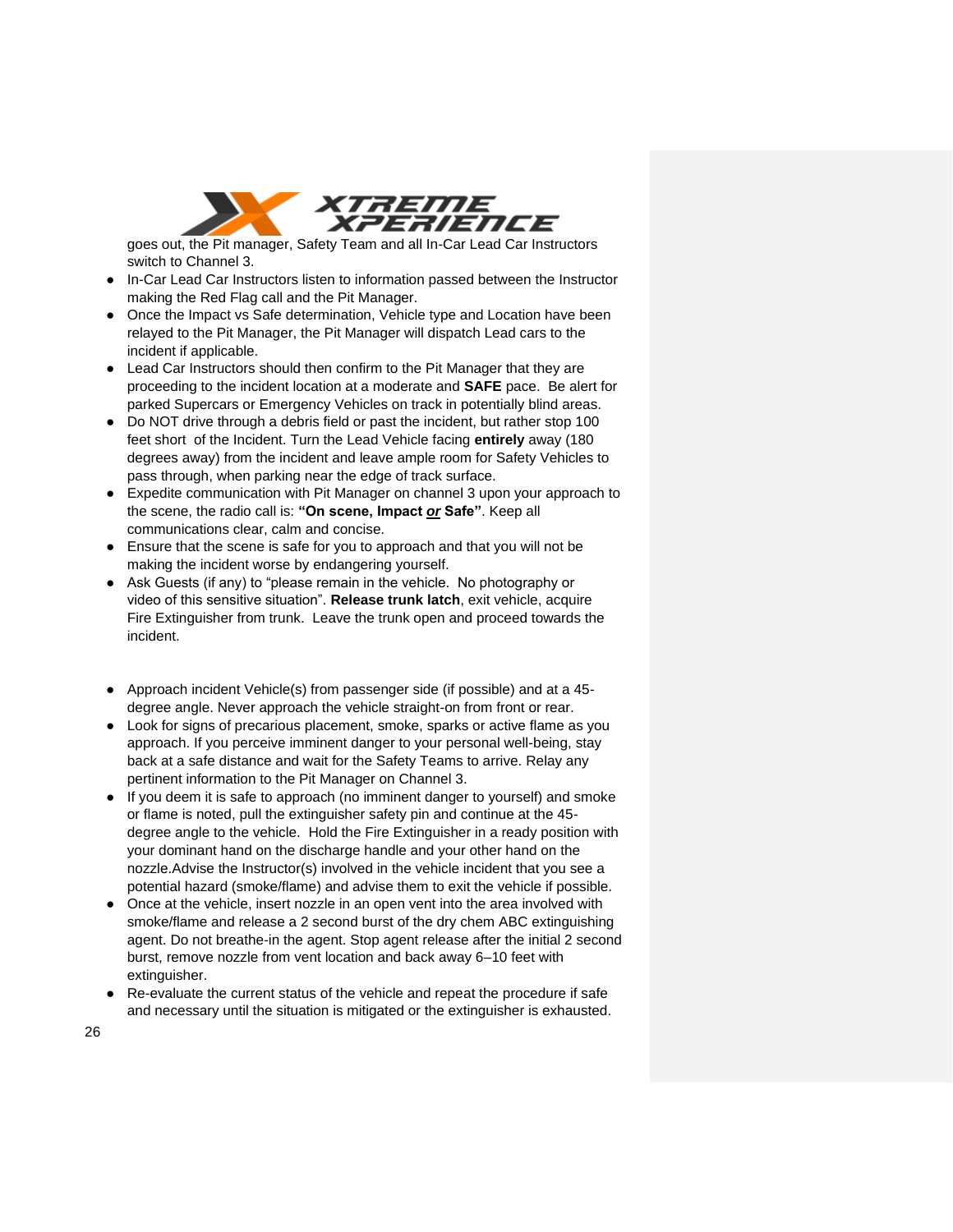goes out, the Pit manager, Safety Team and all In-Car Lead Car Instructors switch to Channel 3.

- In-Car Lead Car Instructors listen to information passed between the Instructor making the Red Flag call and the Pit Manager.
- Once the Impact vs Safe determination, Vehicle type and Location have been relayed to the Pit Manager, the Pit Manager will dispatch Lead cars to the incident if applicable.
- Lead Car Instructors should then confirm to the Pit Manager that they are proceeding to the incident location at a moderate and **SAFE** pace. Be alert for parked Supercars or Emergency Vehicles on track in potentially blind areas.
- Do NOT drive through a debris field or past the incident, but rather stop 100 feet short of the Incident. Turn the Lead Vehicle facing **entirely** away (180 degrees away) from the incident and leave ample room for Safety Vehicles to pass through, when parking near the edge of track surface.
- Expedite communication with Pit Manager on channel 3 upon your approach to the scene, the radio call is: **"On scene, Impact *or* Safe"**. Keep all communications clear, calm and concise.
- Ensure that the scene is safe for you to approach and that you will not be making the incident worse by endangering yourself.
- Ask Guests (if any) to "please remain in the vehicle. No photography or video of this sensitive situation". **Release trunk latch**, exit vehicle, acquire Fire Extinguisher from trunk. Leave the trunk open and proceed towards the incident.

- Approach incident Vehicle(s) from passenger side (if possible) and at a 45-degree angle. Never approach the vehicle straight-on from front or rear.
- Look for signs of precarious placement, smoke, sparks or active flame as you approach. If you perceive imminent danger to your personal well-being, stay back at a safe distance and wait for the Safety Teams to arrive. Relay any pertinent information to the Pit Manager on Channel 3.
- If you deem it is safe to approach (no imminent danger to yourself) and smoke or flame is noted, pull the extinguisher safety pin and continue at the 45-degree angle to the vehicle. Hold the Fire Extinguisher in a ready position with your dominant hand on the discharge handle and your other hand on the nozzle.Advise the Instructor(s) involved in the vehicle incident that you see a potential hazard (smoke/flame) and advise them to exit the vehicle if possible.
- Once at the vehicle, insert nozzle in an open vent into the area involved with smoke/flame and release a 2 second burst of the dry chem ABC extinguishing agent. Do not breathe-in the agent. Stop agent release after the initial 2 second burst, remove nozzle from vent location and back away 6–10 feet with extinguisher.
- Re-evaluate the current status of the vehicle and repeat the procedure if safe and necessary until the situation is mitigated or the extinguisher is exhausted.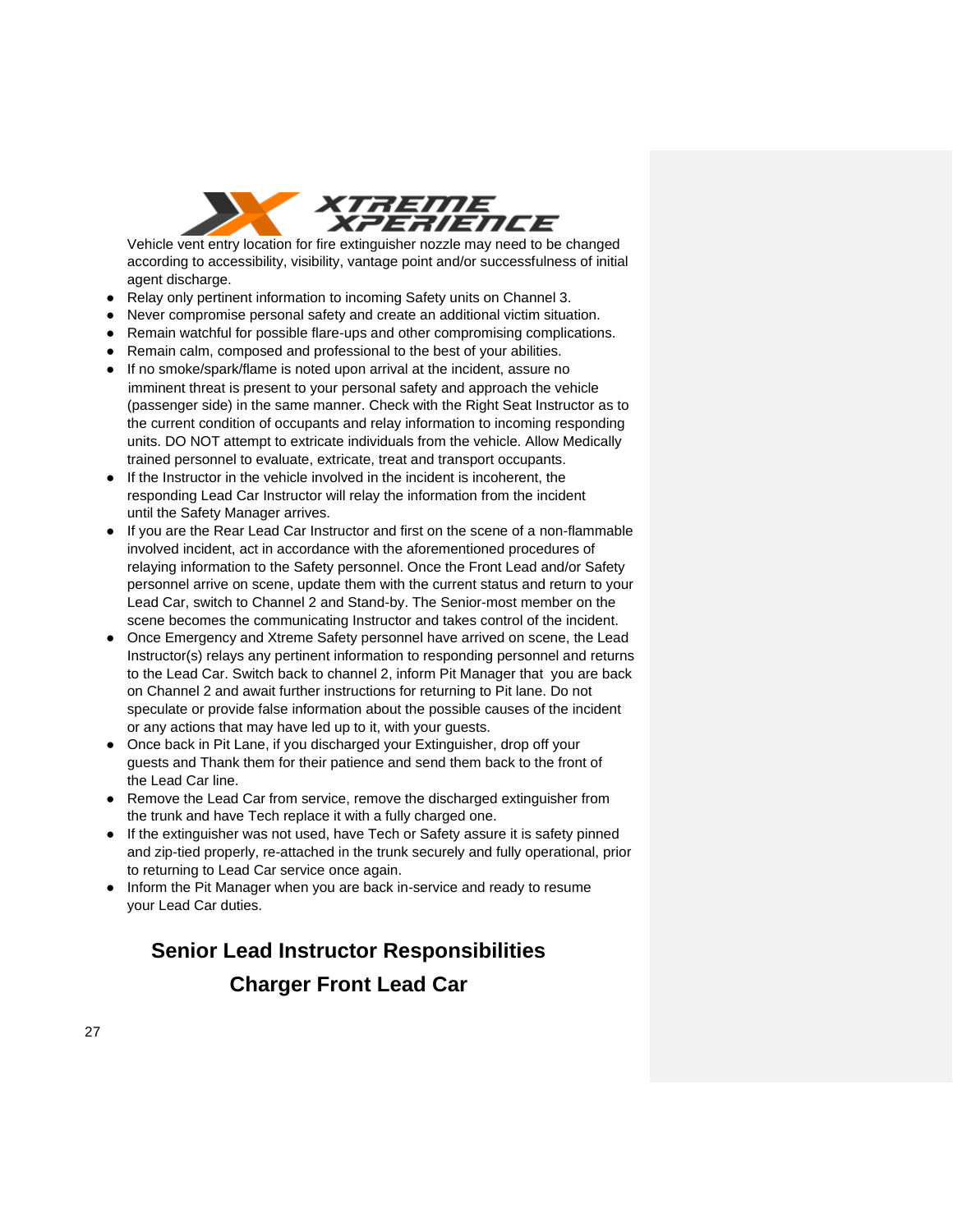Vehicle vent entry location for fire extinguisher nozzle may need to be changed according to accessibility, visibility, vantage point and/or successfulness of initial agent discharge.

- Relay only pertinent information to incoming Safety units on Channel 3.
- Never compromise personal safety and create an additional victim situation.
- Remain watchful for possible flare-ups and other compromising complications.
- Remain calm, composed and professional to the best of your abilities.
- If no smoke/spark/flame is noted upon arrival at the incident, assure no imminent threat is present to your personal safety and approach the vehicle (passenger side) in the same manner. Check with the Right Seat Instructor as to the current condition of occupants and relay information to incoming responding units. DO NOT attempt to extricate individuals from the vehicle. Allow Medically trained personnel to evaluate, extricate, treat and transport occupants.
- If the Instructor in the vehicle involved in the incident is incoherent, the responding Lead Car Instructor will relay the information from the incident until the Safety Manager arrives.
- If you are the Rear Lead Car Instructor and first on the scene of a non-flammable involved incident, act in accordance with the aforementioned procedures of relaying information to the Safety personnel. Once the Front Lead and/or Safety personnel arrive on scene, update them with the current status and return to your Lead Car, switch to Channel 2 and Stand-by. The Senior-most member on the scene becomes the communicating Instructor and takes control of the incident.
- Once Emergency and Xtreme Safety personnel have arrived on scene, the Lead Instructor(s) relays any pertinent information to responding personnel and returns to the Lead Car. Switch back to channel 2, inform Pit Manager that you are back on Channel 2 and await further instructions for returning to Pit lane. Do not speculate or provide false information about the possible causes of the incident or any actions that may have led up to it, with your guests.
- Once back in Pit Lane, if you discharged your Extinguisher, drop off your guests and Thank them for their patience and send them back to the front of the Lead Car line.
- Remove the Lead Car from service, remove the discharged extinguisher from the trunk and have Tech replace it with a fully charged one.
- If the extinguisher was not used, have Tech or Safety assure it is safety pinned and zip-tied properly, re-attached in the trunk securely and fully operational, prior to returning to Lead Car service once again.
- Inform the Pit Manager when you are back in-service and ready to resume your Lead Car duties.

## Senior Lead Instructor Responsibilities

## Charger Front Lead Car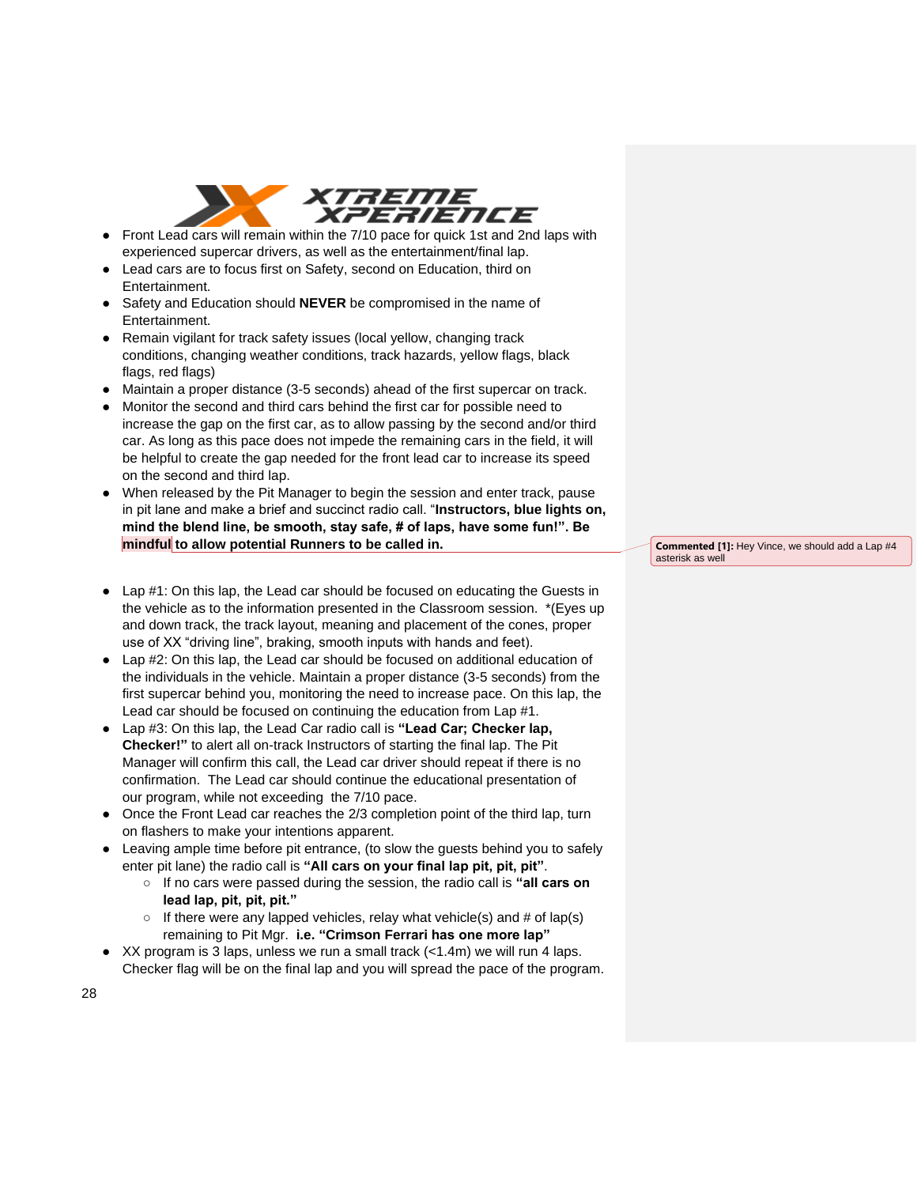- Front Lead cars will remain within the 7/10 pace for quick 1st and 2nd laps with experienced supercar drivers, as well as the entertainment/final lap.
- Lead cars are to focus first on Safety, second on Education, third on Entertainment.
- Safety and Education should **NEVER** be compromised in the name of Entertainment.
- Remain vigilant for track safety issues (local yellow, changing track conditions, changing weather conditions, track hazards, yellow flags, black flags, red flags)
- Maintain a proper distance (3-5 seconds) ahead of the first supercar on track.
- Monitor the second and third cars behind the first car for possible need to increase the gap on the first car, as to allow passing by the second and/or third car. As long as this pace does not impede the remaining cars in the field, it will be helpful to create the gap needed for the front lead car to increase its speed on the second and third lap.
- When released by the Pit Manager to begin the session and enter track, pause in pit lane and make a brief and succinct radio call. "**Instructors, blue lights on, mind the blend line, be smooth, stay safe, # of laps, have some fun!". Be mindful to allow potential Runners to be called in.**

**Commented [1]:** Hey Vince, we should add a Lap #4 asterisk as well

- Lap #1: On this lap, the Lead car should be focused on educating the Guests in the vehicle as to the information presented in the Classroom session. *(Eyes up and down track, the track layout, meaning and placement of the cones, proper use of XX "driving line", braking, smooth inputs with hands and feet).
- Lap #2: On this lap, the Lead car should be focused on additional education of the individuals in the vehicle. Maintain a proper distance (3-5 seconds) from the first supercar behind you, monitoring the need to increase pace. On this lap, the Lead car should be focused on continuing the education from Lap #1.
- Lap #3: On this lap, the Lead Car radio call is **"Lead Car; Checker lap, Checker!"** to alert all on-track Instructors of starting the final lap. The Pit Manager will confirm this call, the Lead car driver should repeat if there is no confirmation. The Lead car should continue the educational presentation of our program, while not exceeding the 7/10 pace.
- Once the Front Lead car reaches the 2/3 completion point of the third lap, turn on flashers to make your intentions apparent.
- Leaving ample time before pit entrance, (to slow the guests behind you to safely enter pit lane) the radio call is **"All cars on your final lap pit, pit, pit"**.
  - If no cars were passed during the session, the radio call is **"all cars on lead lap, pit, pit, pit."**
  - If there were any lapped vehicles, relay what vehicle(s) and # of lap(s) remaining to Pit Mgr. **i.e. "Crimson Ferrari has one more lap"**
- XX program is 3 laps, unless we run a small track (<1.4m) we will run 4 laps. Checker flag will be on the final lap and you will spread the pace of the program.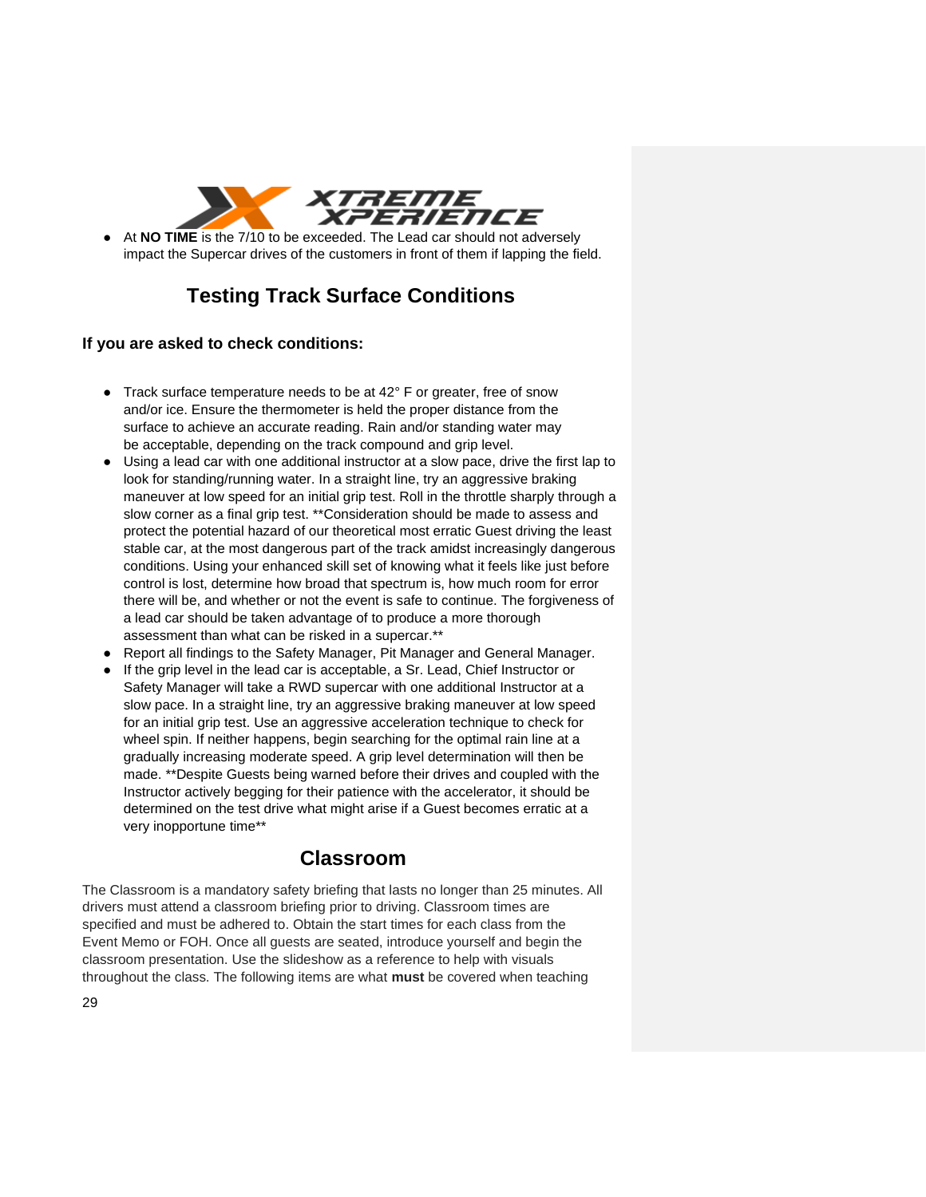- At **NO TIME** is the 7/10 to be exceeded. The Lead car should not adversely impact the Supercar drives of the customers in front of them if lapping the field.

## Testing Track Surface Conditions

### If you are asked to check conditions:

- Track surface temperature needs to be at 42° F or greater, free of snow and/or ice. Ensure the thermometer is held the proper distance from the surface to achieve an accurate reading. Rain and/or standing water may be acceptable, depending on the track compound and grip level.
- Using a lead car with one additional instructor at a slow pace, drive the first lap to look for standing/running water. In a straight line, try an aggressive braking maneuver at low speed for an initial grip test. Roll in the throttle sharply through a slow corner as a final grip test. **Consideration should be made to assess and protect the potential hazard of our theoretical most erratic Guest driving the least stable car, at the most dangerous part of the track amidst increasingly dangerous conditions. Using your enhanced skill set of knowing what it feels like just before control is lost, determine how broad that spectrum is, how much room for error there will be, and whether or not the event is safe to continue. The forgiveness of a lead car should be taken advantage of to produce a more thorough assessment than what can be risked in a supercar.**
- Report all findings to the Safety Manager, Pit Manager and General Manager.
- If the grip level in the lead car is acceptable, a Sr. Lead, Chief Instructor or Safety Manager will take a RWD supercar with one additional Instructor at a slow pace. In a straight line, try an aggressive braking maneuver at low speed for an initial grip test. Use an aggressive acceleration technique to check for wheel spin. If neither happens, begin searching for the optimal rain line at a gradually increasing moderate speed. A grip level determination will then be made. **Despite Guests being warned before their drives and coupled with the Instructor actively begging for their patience with the accelerator, it should be determined on the test drive what might arise if a Guest becomes erratic at a very inopportune time**

## Classroom

The Classroom is a mandatory safety briefing that lasts no longer than 25 minutes. All drivers must attend a classroom briefing prior to driving. Classroom times are specified and must be adhered to. Obtain the start times for each class from the Event Memo or FOH. Once all guests are seated, introduce yourself and begin the classroom presentation. Use the slideshow as a reference to help with visuals throughout the class. The following items are what **must** be covered when teaching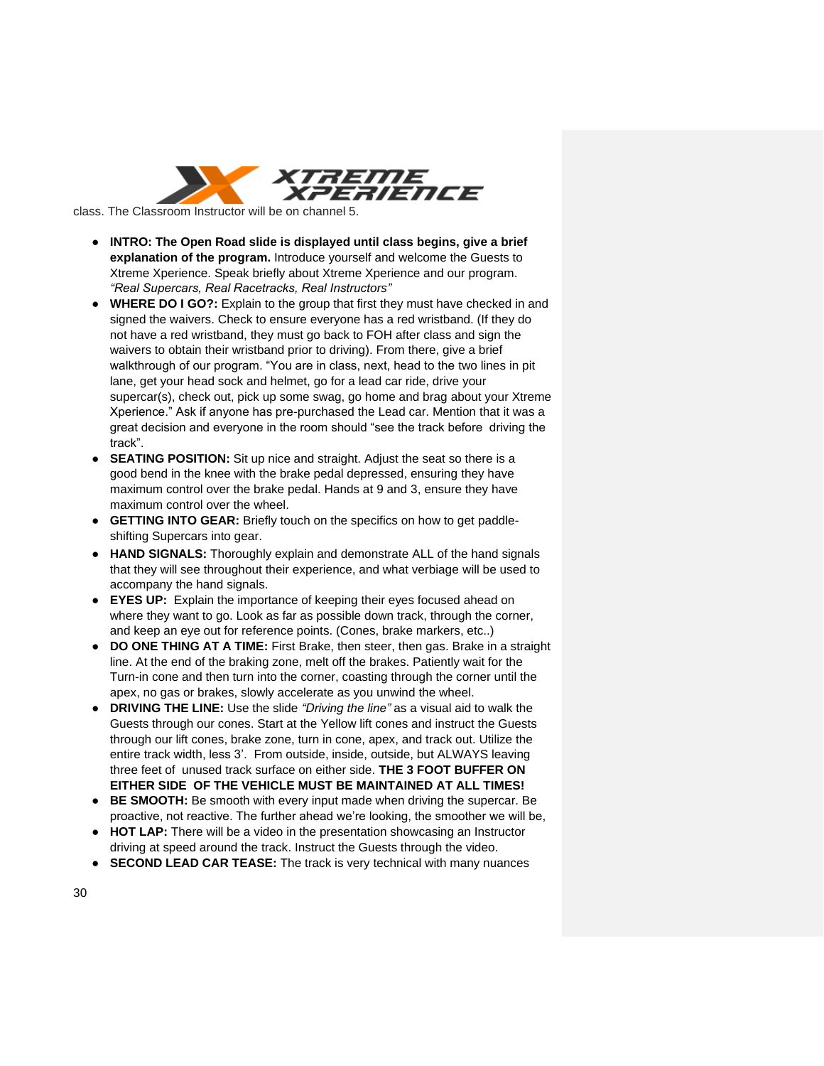class. The Classroom Instructor will be on channel 5.

- **INTRO: The Open Road slide is displayed until class begins, give a brief explanation of the program.** Introduce yourself and welcome the Guests to Xtreme Xperience. Speak briefly about Xtreme Xperience and our program. *"Real Supercars, Real Racetracks, Real Instructors"*
- **WHERE DO I GO?:** Explain to the group that first they must have checked in and signed the waivers. Check to ensure everyone has a red wristband. (If they do not have a red wristband, they must go back to FOH after class and sign the waivers to obtain their wristband prior to driving). From there, give a brief walkthrough of our program. "You are in class, next, head to the two lines in pit lane, get your head sock and helmet, go for a lead car ride, drive your supercar(s), check out, pick up some swag, go home and brag about your Xtreme Xperience." Ask if anyone has pre-purchased the Lead car. Mention that it was a great decision and everyone in the room should "see the track before driving the track".
- **SEATING POSITION:** Sit up nice and straight. Adjust the seat so there is a good bend in the knee with the brake pedal depressed, ensuring they have maximum control over the brake pedal. Hands at 9 and 3, ensure they have maximum control over the wheel.
- **GETTING INTO GEAR:** Briefly touch on the specifics on how to get paddle-shifting Supercars into gear.
- **HAND SIGNALS:** Thoroughly explain and demonstrate ALL of the hand signals that they will see throughout their experience, and what verbiage will be used to accompany the hand signals.
- **EYES UP:** Explain the importance of keeping their eyes focused ahead on where they want to go. Look as far as possible down track, through the corner, and keep an eye out for reference points. (Cones, brake markers, etc..)
- **DO ONE THING AT A TIME:** First Brake, then steer, then gas. Brake in a straight line. At the end of the braking zone, melt off the brakes. Patiently wait for the Turn-in cone and then turn into the corner, coasting through the corner until the apex, no gas or brakes, slowly accelerate as you unwind the wheel.
- **DRIVING THE LINE:** Use the slide *"Driving the line"* as a visual aid to walk the Guests through our cones. Start at the Yellow lift cones and instruct the Guests through our lift cones, brake zone, turn in cone, apex, and track out. Utilize the entire track width, less 3'. From outside, inside, outside, but ALWAYS leaving three feet of unused track surface on either side. **THE 3 FOOT BUFFER ON EITHER SIDE OF THE VEHICLE MUST BE MAINTAINED AT ALL TIMES!**
- **BE SMOOTH:** Be smooth with every input made when driving the supercar. Be proactive, not reactive. The further ahead we're looking, the smoother we will be,
- **HOT LAP:** There will be a video in the presentation showcasing an Instructor driving at speed around the track. Instruct the Guests through the video.
- **SECOND LEAD CAR TEASE:** The track is very technical with many nuances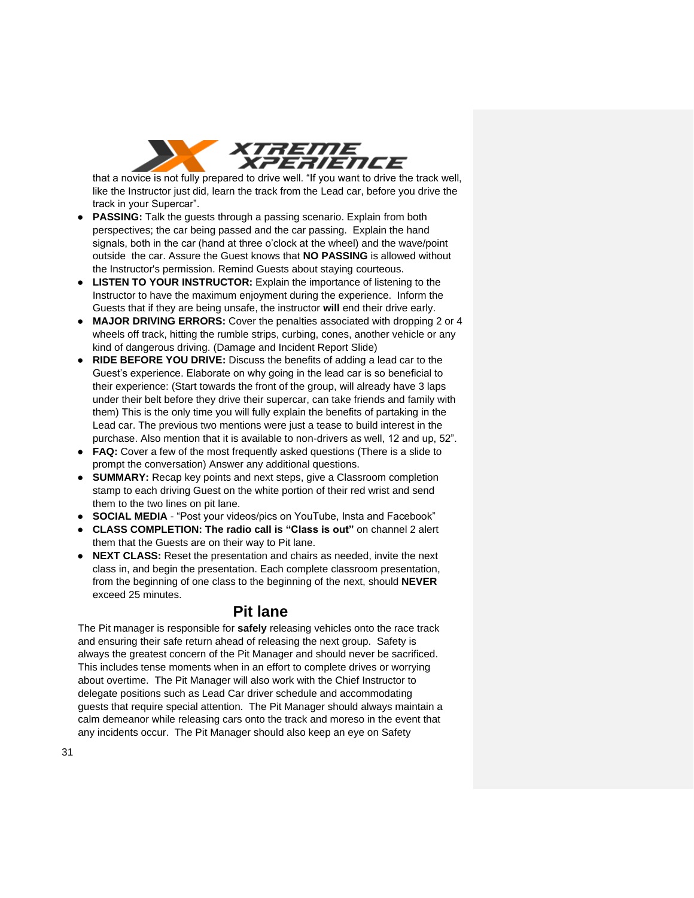that a novice is not fully prepared to drive well. "If you want to drive the track well, like the Instructor just did, learn the track from the Lead car, before you drive the track in your Supercar".

- **PASSING:** Talk the guests through a passing scenario. Explain from both perspectives; the car being passed and the car passing. Explain the hand signals, both in the car (hand at three o'clock at the wheel) and the wave/point outside the car. Assure the Guest knows that **NO PASSING** is allowed without the Instructor's permission. Remind Guests about staying courteous.
- **LISTEN TO YOUR INSTRUCTOR:** Explain the importance of listening to the Instructor to have the maximum enjoyment during the experience. Inform the Guests that if they are being unsafe, the instructor **will** end their drive early.
- **MAJOR DRIVING ERRORS:** Cover the penalties associated with dropping 2 or 4 wheels off track, hitting the rumble strips, curbing, cones, another vehicle or any kind of dangerous driving. (Damage and Incident Report Slide)
- **RIDE BEFORE YOU DRIVE:** Discuss the benefits of adding a lead car to the Guest's experience. Elaborate on why going in the lead car is so beneficial to their experience: (Start towards the front of the group, will already have 3 laps under their belt before they drive their supercar, can take friends and family with them) This is the only time you will fully explain the benefits of partaking in the Lead car. The previous two mentions were just a tease to build interest in the purchase. Also mention that it is available to non-drivers as well, 12 and up, 52".
- **FAQ:** Cover a few of the most frequently asked questions (There is a slide to prompt the conversation) Answer any additional questions.
- **SUMMARY:** Recap key points and next steps, give a Classroom completion stamp to each driving Guest on the white portion of their red wrist and send them to the two lines on pit lane.
- **SOCIAL MEDIA** - "Post your videos/pics on YouTube, Insta and Facebook"
- **CLASS COMPLETION: The radio call is "Class is out"** on channel 2 alert them that the Guests are on their way to Pit lane.
- **NEXT CLASS:** Reset the presentation and chairs as needed, invite the next class in, and begin the presentation. Each complete classroom presentation, from the beginning of one class to the beginning of the next, should **NEVER** exceed 25 minutes.

## Pit lane

The Pit manager is responsible for **safely** releasing vehicles onto the race track and ensuring their safe return ahead of releasing the next group. Safety is always the greatest concern of the Pit Manager and should never be sacrificed. This includes tense moments when in an effort to complete drives or worrying about overtime. The Pit Manager will also work with the Chief Instructor to delegate positions such as Lead Car driver schedule and accommodating guests that require special attention. The Pit Manager should always maintain a calm demeanor while releasing cars onto the track and moreso in the event that any incidents occur. The Pit Manager should also keep an eye on Safety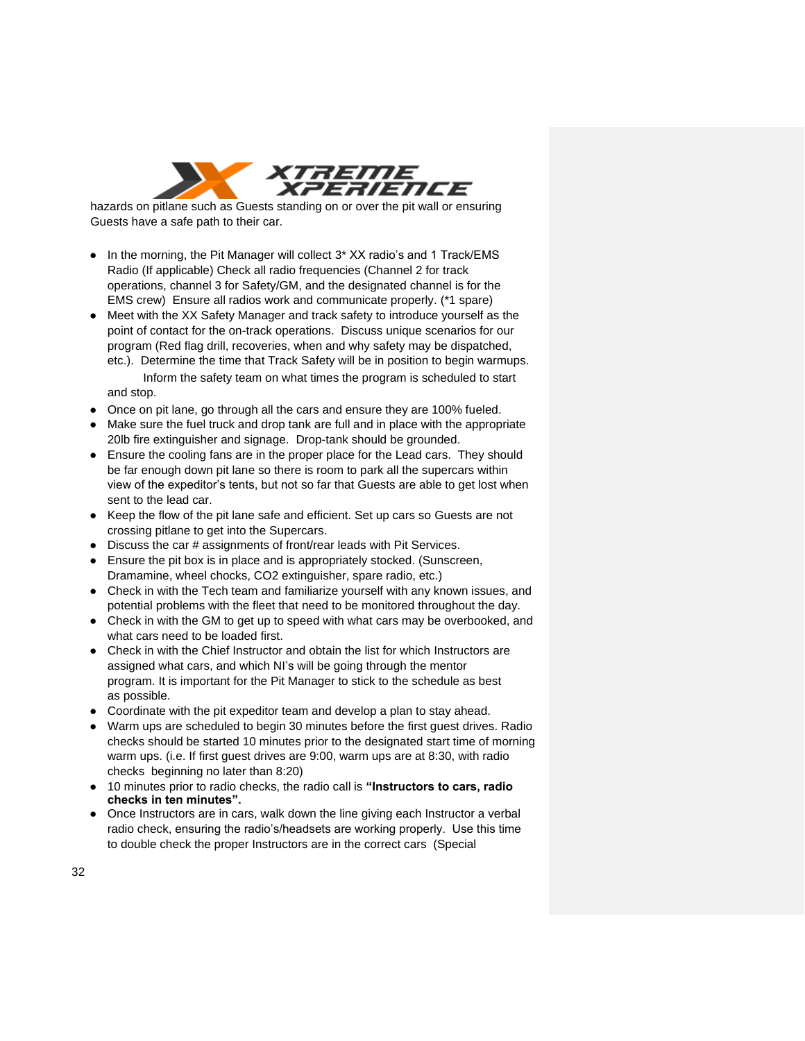hazards on pitlane such as Guests standing on or over the pit wall or ensuring Guests have a safe path to their car.

- In the morning, the Pit Manager will collect 3* XX radio's and 1 Track/EMS Radio (If applicable) Check all radio frequencies (Channel 2 for track operations, channel 3 for Safety/GM, and the designated channel is for the EMS crew) Ensure all radios work and communicate properly. (*1 spare)
- Meet with the XX Safety Manager and track safety to introduce yourself as the point of contact for the on-track operations. Discuss unique scenarios for our program (Red flag drill, recoveries, when and why safety may be dispatched, etc.). Determine the time that Track Safety will be in position to begin warmups. Inform the safety team on what times the program is scheduled to start and stop.
- Once on pit lane, go through all the cars and ensure they are 100% fueled.
- Make sure the fuel truck and drop tank are full and in place with the appropriate 20lb fire extinguisher and signage. Drop-tank should be grounded.
- Ensure the cooling fans are in the proper place for the Lead cars. They should be far enough down pit lane so there is room to park all the supercars within view of the expeditor's tents, but not so far that Guests are able to get lost when sent to the lead car.
- Keep the flow of the pit lane safe and efficient. Set up cars so Guests are not crossing pitlane to get into the Supercars.
- Discuss the car # assignments of front/rear leads with Pit Services.
- Ensure the pit box is in place and is appropriately stocked. (Sunscreen, Dramamine, wheel chocks, CO2 extinguisher, spare radio, etc.)
- Check in with the Tech team and familiarize yourself with any known issues, and potential problems with the fleet that need to be monitored throughout the day.
- Check in with the GM to get up to speed with what cars may be overbooked, and what cars need to be loaded first.
- Check in with the Chief Instructor and obtain the list for which Instructors are assigned what cars, and which NI's will be going through the mentor program. It is important for the Pit Manager to stick to the schedule as best as possible.
- Coordinate with the pit expeditor team and develop a plan to stay ahead.
- Warm ups are scheduled to begin 30 minutes before the first guest drives. Radio checks should be started 10 minutes prior to the designated start time of morning warm ups. (i.e. If first guest drives are 9:00, warm ups are at 8:30, with radio checks beginning no later than 8:20)
- 10 minutes prior to radio checks, the radio call is **"Instructors to cars, radio checks in ten minutes".**
- Once Instructors are in cars, walk down the line giving each Instructor a verbal radio check, ensuring the radio's/headsets are working properly. Use this time to double check the proper Instructors are in the correct cars (Special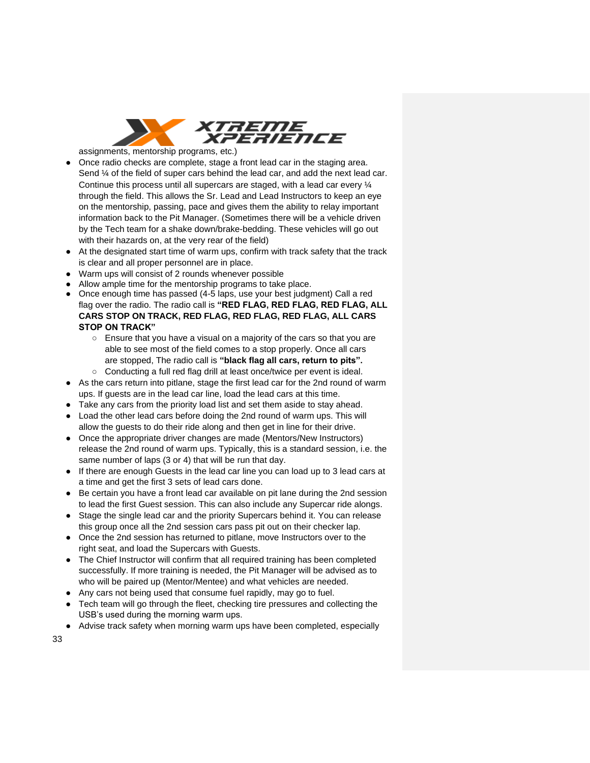assignments, mentorship programs, etc.)

- Once radio checks are complete, stage a front lead car in the staging area. Send ¼ of the field of super cars behind the lead car, and add the next lead car. Continue this process until all supercars are staged, with a lead car every ¼ through the field. This allows the Sr. Lead and Lead Instructors to keep an eye on the mentorship, passing, pace and gives them the ability to relay important information back to the Pit Manager. (Sometimes there will be a vehicle driven by the Tech team for a shake down/brake-bedding. These vehicles will go out with their hazards on, at the very rear of the field)
- At the designated start time of warm ups, confirm with track safety that the track is clear and all proper personnel are in place.
- Warm ups will consist of 2 rounds whenever possible
- Allow ample time for the mentorship programs to take place.
- Once enough time has passed (4-5 laps, use your best judgment) Call a red flag over the radio. The radio call is **"RED FLAG, RED FLAG, RED FLAG, ALL CARS STOP ON TRACK, RED FLAG, RED FLAG, RED FLAG, ALL CARS STOP ON TRACK"**
    - Ensure that you have a visual on a majority of the cars so that you are able to see most of the field comes to a stop properly. Once all cars are stopped, The radio call is **"black flag all cars, return to pits".**
    - Conducting a full red flag drill at least once/twice per event is ideal.
- As the cars return into pitlane, stage the first lead car for the 2nd round of warm ups. If guests are in the lead car line, load the lead cars at this time.
- Take any cars from the priority load list and set them aside to stay ahead.
- Load the other lead cars before doing the 2nd round of warm ups. This will allow the guests to do their ride along and then get in line for their drive.
- Once the appropriate driver changes are made (Mentors/New Instructors) release the 2nd round of warm ups. Typically, this is a standard session, i.e. the same number of laps (3 or 4) that will be run that day.
- If there are enough Guests in the lead car line you can load up to 3 lead cars at a time and get the first 3 sets of lead cars done.
- Be certain you have a front lead car available on pit lane during the 2nd session to lead the first Guest session. This can also include any Supercar ride alongs.
- Stage the single lead car and the priority Supercars behind it. You can release this group once all the 2nd session cars pass pit out on their checker lap.
- Once the 2nd session has returned to pitlane, move Instructors over to the right seat, and load the Supercars with Guests.
- The Chief Instructor will confirm that all required training has been completed successfully. If more training is needed, the Pit Manager will be advised as to who will be paired up (Mentor/Mentee) and what vehicles are needed.
- Any cars not being used that consume fuel rapidly, may go to fuel.
- Tech team will go through the fleet, checking tire pressures and collecting the USB's used during the morning warm ups.
- Advise track safety when morning warm ups have been completed, especially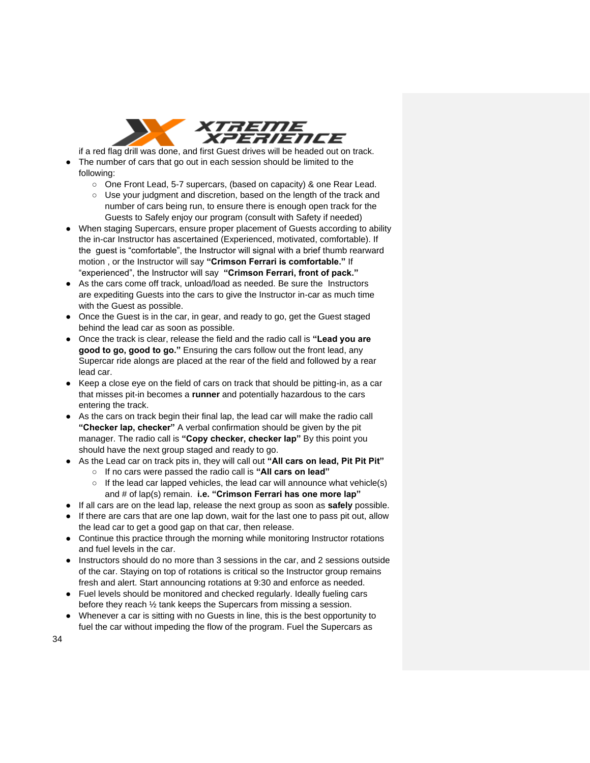if a red flag drill was done, and first Guest drives will be headed out on track.

- The number of cars that go out in each session should be limited to the following:
  - One Front Lead, 5-7 supercars, (based on capacity) & one Rear Lead.
  - Use your judgment and discretion, based on the length of the track and number of cars being run, to ensure there is enough open track for the Guests to Safely enjoy our program (consult with Safety if needed)
- When staging Supercars, ensure proper placement of Guests according to ability the in-car Instructor has ascertained (Experienced, motivated, comfortable). If the guest is "comfortable", the Instructor will signal with a brief thumb rearward motion , or the Instructor will say **"Crimson Ferrari is comfortable."** If "experienced", the Instructor will say **"Crimson Ferrari, front of pack."**
- As the cars come off track, unload/load as needed. Be sure the Instructors are expediting Guests into the cars to give the Instructor in-car as much time with the Guest as possible.
- Once the Guest is in the car, in gear, and ready to go, get the Guest staged behind the lead car as soon as possible.
- Once the track is clear, release the field and the radio call is **"Lead you are good to go, good to go."** Ensuring the cars follow out the front lead, any Supercar ride alongs are placed at the rear of the field and followed by a rear lead car.
- Keep a close eye on the field of cars on track that should be pitting-in, as a car that misses pit-in becomes a **runner** and potentially hazardous to the cars entering the track.
- As the cars on track begin their final lap, the lead car will make the radio call **"Checker lap, checker"** A verbal confirmation should be given by the pit manager. The radio call is **"Copy checker, checker lap"** By this point you should have the next group staged and ready to go.
- As the Lead car on track pits in, they will call out **"All cars on lead, Pit Pit Pit"**
  - If no cars were passed the radio call is **"All cars on lead"**
  - If the lead car lapped vehicles, the lead car will announce what vehicle(s) and # of lap(s) remain. **i.e. "Crimson Ferrari has one more lap"**
- If all cars are on the lead lap, release the next group as soon as **safely** possible.
- If there are cars that are one lap down, wait for the last one to pass pit out, allow the lead car to get a good gap on that car, then release.
- Continue this practice through the morning while monitoring Instructor rotations and fuel levels in the car.
- Instructors should do no more than 3 sessions in the car, and 2 sessions outside of the car. Staying on top of rotations is critical so the Instructor group remains fresh and alert. Start announcing rotations at 9:30 and enforce as needed.
- Fuel levels should be monitored and checked regularly. Ideally fueling cars before they reach ½ tank keeps the Supercars from missing a session.
- Whenever a car is sitting with no Guests in line, this is the best opportunity to fuel the car without impeding the flow of the program. Fuel the Supercars as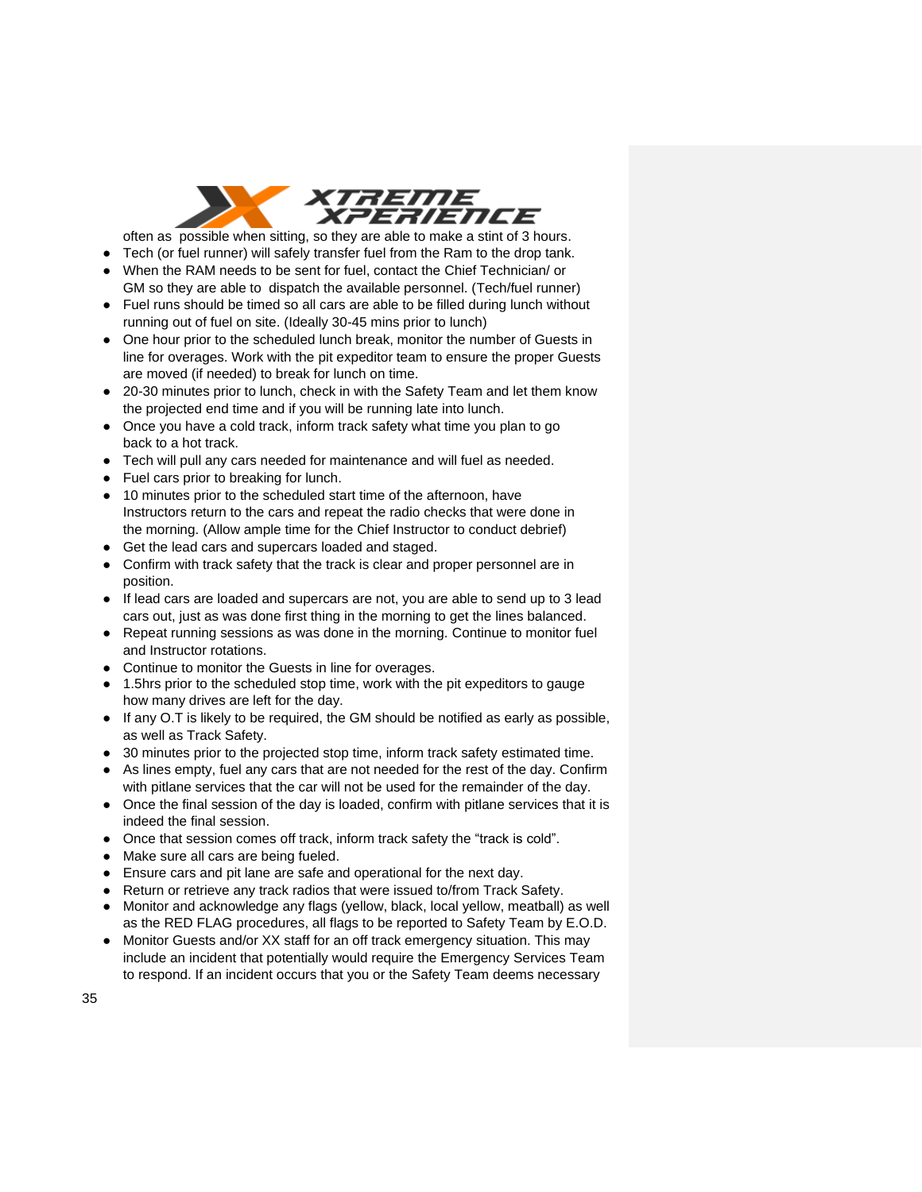often as possible when sitting, so they are able to make a stint of 3 hours.

- Tech (or fuel runner) will safely transfer fuel from the Ram to the drop tank.
- When the RAM needs to be sent for fuel, contact the Chief Technician/ or GM so they are able to dispatch the available personnel. (Tech/fuel runner)
- Fuel runs should be timed so all cars are able to be filled during lunch without running out of fuel on site. (Ideally 30-45 mins prior to lunch)
- One hour prior to the scheduled lunch break, monitor the number of Guests in line for overages. Work with the pit expeditor team to ensure the proper Guests are moved (if needed) to break for lunch on time.
- 20-30 minutes prior to lunch, check in with the Safety Team and let them know the projected end time and if you will be running late into lunch.
- Once you have a cold track, inform track safety what time you plan to go back to a hot track.
- Tech will pull any cars needed for maintenance and will fuel as needed.
- Fuel cars prior to breaking for lunch.
- 10 minutes prior to the scheduled start time of the afternoon, have Instructors return to the cars and repeat the radio checks that were done in the morning. (Allow ample time for the Chief Instructor to conduct debrief)
- Get the lead cars and supercars loaded and staged.
- Confirm with track safety that the track is clear and proper personnel are in position.
- If lead cars are loaded and supercars are not, you are able to send up to 3 lead cars out, just as was done first thing in the morning to get the lines balanced.
- Repeat running sessions as was done in the morning. Continue to monitor fuel and Instructor rotations.
- Continue to monitor the Guests in line for overages.
- 1.5hrs prior to the scheduled stop time, work with the pit expeditors to gauge how many drives are left for the day.
- If any O.T is likely to be required, the GM should be notified as early as possible, as well as Track Safety.
- 30 minutes prior to the projected stop time, inform track safety estimated time.
- As lines empty, fuel any cars that are not needed for the rest of the day. Confirm with pitlane services that the car will not be used for the remainder of the day.
- Once the final session of the day is loaded, confirm with pitlane services that it is indeed the final session.
- Once that session comes off track, inform track safety the "track is cold".
- Make sure all cars are being fueled.
- Ensure cars and pit lane are safe and operational for the next day.
- Return or retrieve any track radios that were issued to/from Track Safety.
- Monitor and acknowledge any flags (yellow, black, local yellow, meatball) as well as the RED FLAG procedures, all flags to be reported to Safety Team by E.O.D.
- Monitor Guests and/or XX staff for an off track emergency situation. This may include an incident that potentially would require the Emergency Services Team to respond. If an incident occurs that you or the Safety Team deems necessary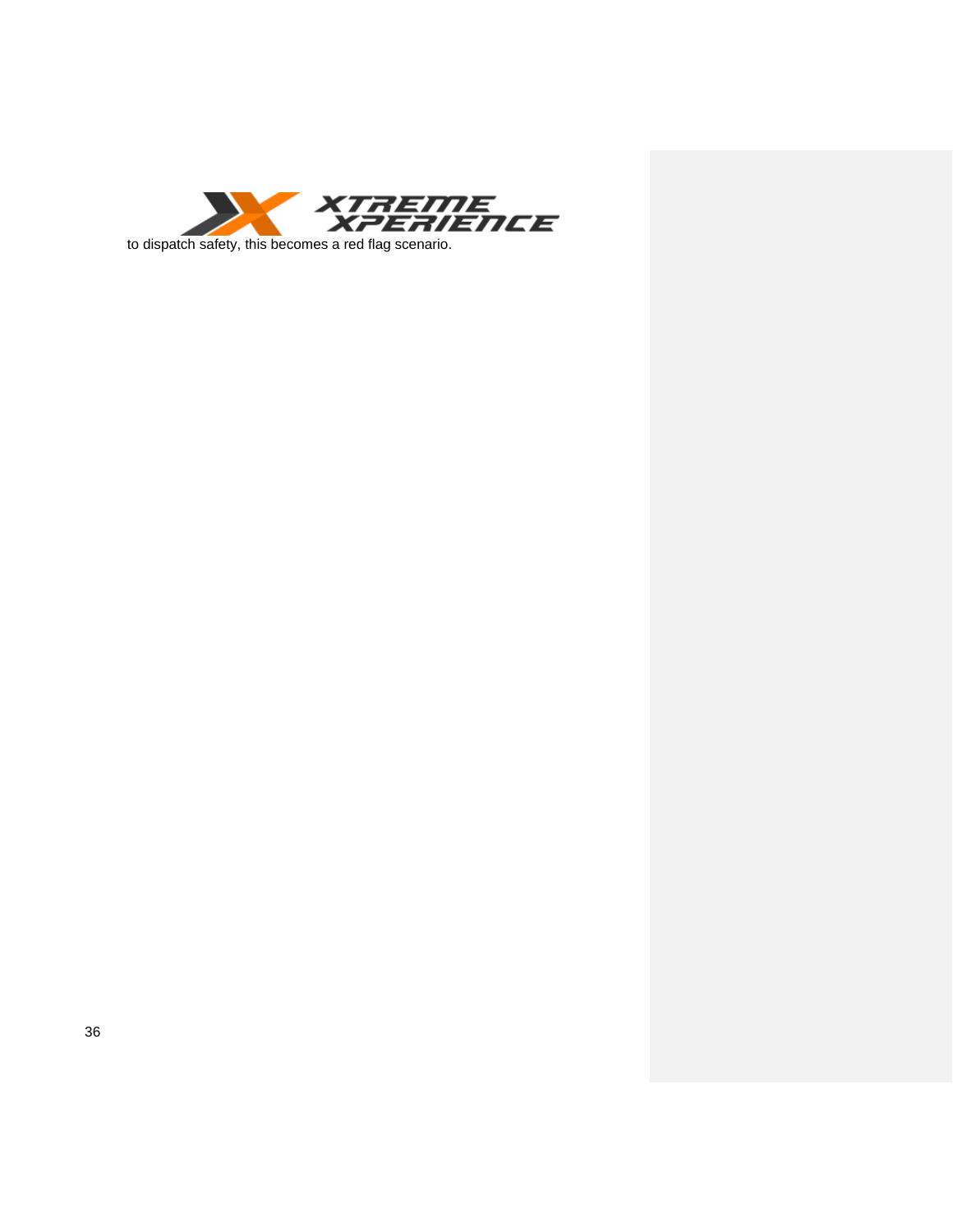to dispatch safety, this becomes a red flag scenario.